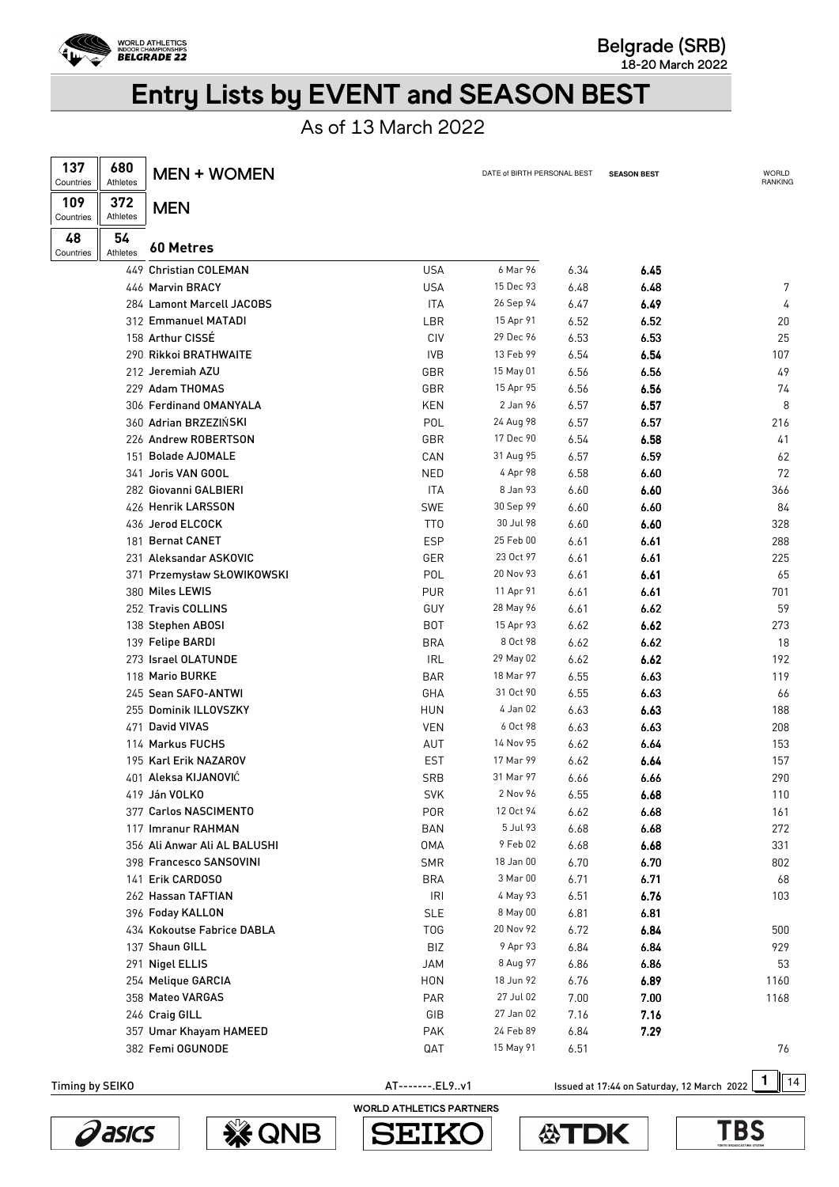# Entry Lists by EVENT and SEASON BEST

As of 13 March 2022

| 137 Countries | 680 Athletes | MEN + WOMEN |
|---|---|---|
| 109 Countries | 372 Athletes | MEN |
| 48 Countries | 54 Athletes | 60 Metres |

| Bib | Name | Country | Date of Birth | Personal Best | Season Best | World Ranking |
|---|---|---|---|---|---|---|
| 449 | Christian COLEMAN | USA | 6 Mar 96 | 6.34 | **6.45** | |
| 446 | Marvin BRACY | USA | 15 Dec 93 | 6.48 | **6.48** | 7 |
| 284 | Lamont Marcell JACOBS | ITA | 26 Sep 94 | 6.47 | **6.49** | 4 |
| 312 | Emmanuel MATADI | LBR | 15 Apr 91 | 6.52 | **6.52** | 20 |
| 158 | Arthur CISSÉ | CIV | 29 Dec 96 | 6.53 | **6.53** | 25 |
| 290 | Rikkoi BRATHWAITE | IVB | 13 Feb 99 | 6.54 | **6.54** | 107 |
| 212 | Jeremiah AZU | GBR | 15 May 01 | 6.56 | **6.56** | 49 |
| 229 | Adam THOMAS | GBR | 15 Apr 95 | 6.56 | **6.56** | 74 |
| 306 | Ferdinand OMANYALA | KEN | 2 Jan 96 | 6.57 | **6.57** | 8 |
| 360 | Adrian BRZEZIŃSKI | POL | 24 Aug 98 | 6.57 | **6.57** | 216 |
| 226 | Andrew ROBERTSON | GBR | 17 Dec 90 | 6.54 | **6.58** | 41 |
| 151 | Bolade AJOMALE | CAN | 31 Aug 95 | 6.57 | **6.59** | 62 |
| 341 | Joris VAN GOOL | NED | 4 Apr 98 | 6.58 | **6.60** | 72 |
| 282 | Giovanni GALBIERI | ITA | 8 Jan 93 | 6.60 | **6.60** | 366 |
| 426 | Henrik LARSSON | SWE | 30 Sep 99 | 6.60 | **6.60** | 84 |
| 436 | Jerod ELCOCK | TTO | 30 Jul 98 | 6.60 | **6.60** | 328 |
| 181 | Bernat CANET | ESP | 25 Feb 00 | 6.61 | **6.61** | 288 |
| 231 | Aleksandar ASKOVIC | GER | 23 Oct 97 | 6.61 | **6.61** | 225 |
| 371 | Przemysław SŁOWIKOWSKI | POL | 20 Nov 93 | 6.61 | **6.61** | 65 |
| 380 | Miles LEWIS | PUR | 11 Apr 91 | 6.61 | **6.61** | 701 |
| 252 | Travis COLLINS | GUY | 28 May 96 | 6.61 | **6.62** | 59 |
| 138 | Stephen ABOSI | BOT | 15 Apr 93 | 6.62 | **6.62** | 273 |
| 139 | Felipe BARDI | BRA | 8 Oct 98 | 6.62 | **6.62** | 18 |
| 273 | Israel OLATUNDE | IRL | 29 May 02 | 6.62 | **6.62** | 192 |
| 118 | Mario BURKE | BAR | 18 Mar 97 | 6.55 | **6.63** | 119 |
| 245 | Sean SAFO-ANTWI | GHA | 31 Oct 90 | 6.55 | **6.63** | 66 |
| 255 | Dominik ILLOVSZKY | HUN | 4 Jan 02 | 6.63 | **6.63** | 188 |
| 471 | David VIVAS | VEN | 6 Oct 98 | 6.63 | **6.63** | 208 |
| 114 | Markus FUCHS | AUT | 14 Nov 95 | 6.62 | **6.64** | 153 |
| 195 | Karl Erik NAZAROV | EST | 17 Mar 99 | 6.62 | **6.64** | 157 |
| 401 | Aleksa KIJANOVIĆ | SRB | 31 Mar 97 | 6.66 | **6.66** | 290 |
| 419 | Ján VOLKO | SVK | 2 Nov 96 | 6.55 | **6.68** | 110 |
| 377 | Carlos NASCIMENTO | POR | 12 Oct 94 | 6.62 | **6.68** | 161 |
| 117 | Imranur RAHMAN | BAN | 5 Jul 93 | 6.68 | **6.68** | 272 |
| 356 | Ali Anwar Ali AL BALUSHI | OMA | 9 Feb 02 | 6.68 | **6.68** | 331 |
| 398 | Francesco SANSOVINI | SMR | 18 Jan 00 | 6.70 | **6.70** | 802 |
| 141 | Erik CARDOSO | BRA | 3 Mar 00 | 6.71 | **6.71** | 68 |
| 262 | Hassan TAFTIAN | IRI | 4 May 93 | 6.51 | **6.76** | 103 |
| 396 | Foday KALLON | SLE | 8 May 00 | 6.81 | **6.81** | |
| 434 | Kokoutse Fabrice DABLA | TOG | 20 Nov 92 | 6.72 | **6.84** | 500 |
| 137 | Shaun GILL | BIZ | 9 Apr 93 | 6.84 | **6.84** | 929 |
| 291 | Nigel ELLIS | JAM | 8 Aug 97 | 6.86 | **6.86** | 53 |
| 254 | Melique GARCIA | HON | 18 Jun 92 | 6.76 | **6.89** | 1160 |
| 358 | Mateo VARGAS | PAR | 27 Jul 02 | 7.00 | **7.00** | 1168 |
| 246 | Craig GILL | GIB | 27 Jan 02 | 7.16 | **7.16** | |
| 357 | Umar Khayam HAMEED | PAK | 24 Feb 89 | 6.84 | **7.29** | |
| 382 | Femi OGUNODE | QAT | 15 May 91 | 6.51 | | 76 |

Timing by SEIKO

AT--------.EL9..v1

Issued at 17:44 on Saturday, 12 March 2022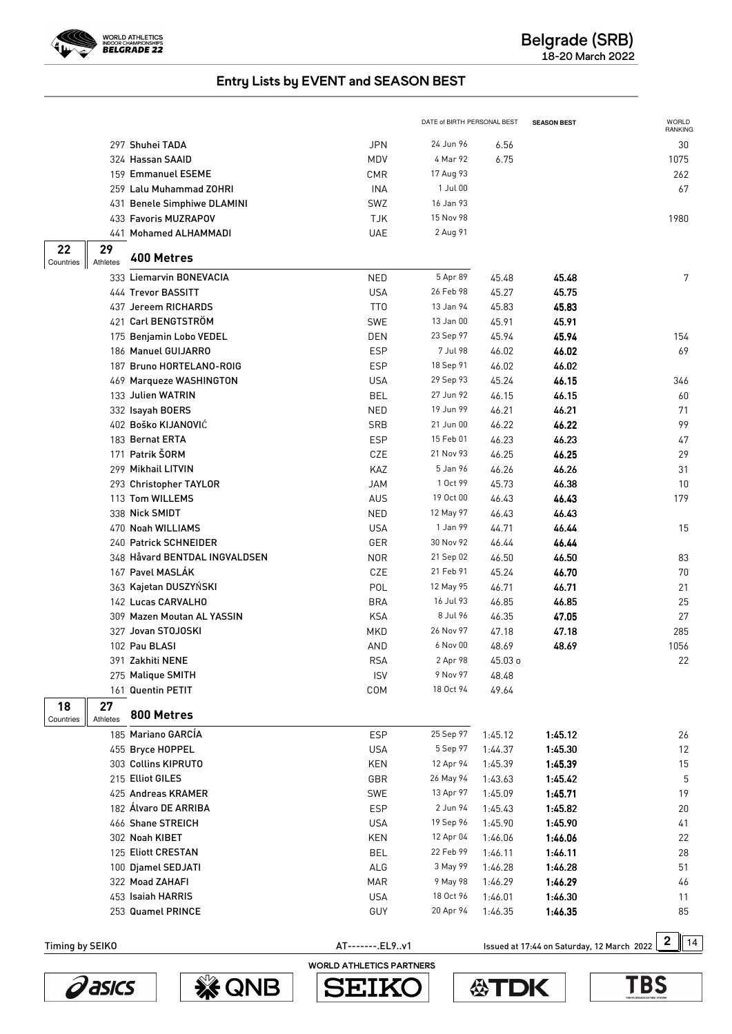## Entry Lists by EVENT and SEASON BEST

| | | | DATE of BIRTH | PERSONAL BEST | SEASON BEST | WORLD RANKING |
|---|---|---|---|---|---|---|
| 297 | Shuhei TADA | JPN | 24 Jun 96 | 6.56 | | 30 |
| 324 | Hassan SAAID | MDV | 4 Mar 92 | 6.75 | | 1075 |
| 159 | Emmanuel ESEME | CMR | 17 Aug 93 | | | 262 |
| 259 | Lalu Muhammad ZOHRI | INA | 1 Jul 00 | | | 67 |
| 431 | Benele Simphiwe DLAMINI | SWZ | 16 Jan 93 | | | |
| 433 | Favoris MUZRAPOV | TJK | 15 Nov 98 | | | 1980 |
| 441 | Mohamed ALHAMMADI | UAE | 2 Aug 91 | | | |

### 400 Metres

22 Countries, 29 Athletes

| | | | DATE of BIRTH | PERSONAL BEST | SEASON BEST | WORLD RANKING |
|---|---|---|---|---|---|---|
| 333 | Liemarvin BONEVACIA | NED | 5 Apr 89 | 45.48 | **45.48** | 7 |
| 444 | Trevor BASSITT | USA | 26 Feb 98 | 45.27 | **45.75** | |
| 437 | Jereem RICHARDS | TTO | 13 Jan 94 | 45.83 | **45.83** | |
| 421 | Carl BENGTSTRÖM | SWE | 13 Jan 00 | 45.91 | **45.91** | |
| 175 | Benjamin Lobo VEDEL | DEN | 23 Sep 97 | 45.94 | **45.94** | 154 |
| 186 | Manuel GUIJARRO | ESP | 7 Jul 98 | 46.02 | **46.02** | 69 |
| 187 | Bruno HORTELANO-ROIG | ESP | 18 Sep 91 | 46.02 | **46.02** | |
| 469 | Marqueze WASHINGTON | USA | 29 Sep 93 | 45.24 | **46.15** | 346 |
| 133 | Julien WATRIN | BEL | 27 Jun 92 | 46.15 | **46.15** | 60 |
| 332 | Isayah BOERS | NED | 19 Jun 99 | 46.21 | **46.21** | 71 |
| 402 | Boško KIJANOVIĆ | SRB | 21 Jun 00 | 46.22 | **46.22** | 99 |
| 183 | Bernat ERTA | ESP | 15 Feb 01 | 46.23 | **46.23** | 47 |
| 171 | Patrik ŠORM | CZE | 21 Nov 93 | 46.25 | **46.25** | 29 |
| 299 | Mikhail LITVIN | KAZ | 5 Jan 96 | 46.26 | **46.26** | 31 |
| 293 | Christopher TAYLOR | JAM | 1 Oct 99 | 45.73 | **46.38** | 10 |
| 113 | Tom WILLEMS | AUS | 19 Oct 00 | 46.43 | **46.43** | 179 |
| 338 | Nick SMIDT | NED | 12 May 97 | 46.43 | **46.43** | |
| 470 | Noah WILLIAMS | USA | 1 Jan 99 | 44.71 | **46.44** | 15 |
| 240 | Patrick SCHNEIDER | GER | 30 Nov 92 | 46.44 | **46.44** | |
| 348 | Håvard BENTDAL INGVALDSEN | NOR | 21 Sep 02 | 46.50 | **46.50** | 83 |
| 167 | Pavel MASLÁK | CZE | 21 Feb 91 | 45.24 | **46.70** | 70 |
| 363 | Kajetan DUSZYŃSKI | POL | 12 May 95 | 46.71 | **46.71** | 21 |
| 142 | Lucas CARVALHO | BRA | 16 Jul 93 | 46.85 | **46.85** | 25 |
| 309 | Mazen Moutan AL YASSIN | KSA | 8 Jul 96 | 46.35 | **47.05** | 27 |
| 327 | Jovan STOJOSKI | MKD | 26 Nov 97 | 47.18 | **47.18** | 285 |
| 102 | Pau BLASI | AND | 6 Nov 00 | 48.69 | **48.69** | 1056 |
| 391 | Zakhiti NENE | RSA | 2 Apr 98 | 45.03 o | | 22 |
| 275 | Malique SMITH | ISV | 9 Nov 97 | 48.48 | | |
| 161 | Quentin PETIT | COM | 18 Oct 94 | 49.64 | | |

### 800 Metres

18 Countries, 27 Athletes

| | | | DATE of BIRTH | PERSONAL BEST | SEASON BEST | WORLD RANKING |
|---|---|---|---|---|---|---|
| 185 | Mariano GARCÍA | ESP | 25 Sep 97 | 1:45.12 | **1:45.12** | 26 |
| 455 | Bryce HOPPEL | USA | 5 Sep 97 | 1:44.37 | **1:45.30** | 12 |
| 303 | Collins KIPRUTO | KEN | 12 Apr 94 | 1:45.39 | **1:45.39** | 15 |
| 215 | Elliot GILES | GBR | 26 May 94 | 1:43.63 | **1:45.42** | 5 |
| 425 | Andreas KRAMER | SWE | 13 Apr 97 | 1:45.09 | **1:45.71** | 19 |
| 182 | Álvaro DE ARRIBA | ESP | 2 Jun 94 | 1:45.43 | **1:45.82** | 20 |
| 466 | Shane STREICH | USA | 19 Sep 96 | 1:45.90 | **1:45.90** | 41 |
| 302 | Noah KIBET | KEN | 12 Apr 04 | 1:46.06 | **1:46.06** | 22 |
| 125 | Eliott CRESTAN | BEL | 22 Feb 99 | 1:46.11 | **1:46.11** | 28 |
| 100 | Djamel SEDJATI | ALG | 3 May 99 | 1:46.28 | **1:46.28** | 51 |
| 322 | Moad ZAHAFI | MAR | 9 May 98 | 1:46.29 | **1:46.29** | 46 |
| 453 | Isaiah HARRIS | USA | 18 Oct 96 | 1:46.01 | **1:46.30** | 11 |
| 253 | Quamel PRINCE | GUY | 20 Apr 94 | 1:46.35 | **1:46.35** | 85 |

Timing by SEIKO    AT-------.EL9..v1    Issued at 17:44 on Saturday, 12 March 2022

WORLD ATHLETICS PARTNERS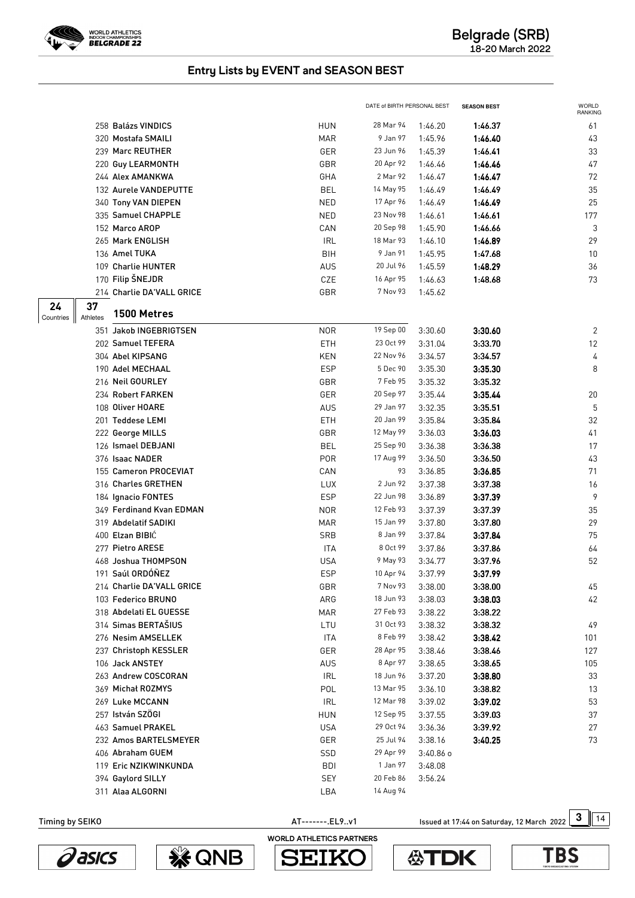## Entry Lists by EVENT and SEASON BEST

| | | | DATE of BIRTH | PERSONAL BEST | SEASON BEST | WORLD RANKING |
|---|---|---|---|---|---|---|
| 258 | Balázs VINDICS | HUN | 28 Mar 94 | 1:46.20 | **1:46.37** | 61 |
| 320 | Mostafa SMAILI | MAR | 9 Jan 97 | 1:45.96 | **1:46.40** | 43 |
| 239 | Marc REUTHER | GER | 23 Jun 96 | 1:45.39 | **1:46.41** | 33 |
| 220 | Guy LEARMONTH | GBR | 20 Apr 92 | 1:46.46 | **1:46.46** | 47 |
| 244 | Alex AMANKWA | GHA | 2 Mar 92 | 1:46.47 | **1:46.47** | 72 |
| 132 | Aurele VANDEPUTTE | BEL | 14 May 95 | 1:46.49 | **1:46.49** | 35 |
| 340 | Tony VAN DIEPEN | NED | 17 Apr 96 | 1:46.49 | **1:46.49** | 25 |
| 335 | Samuel CHAPPLE | NED | 23 Nov 98 | 1:46.61 | **1:46.61** | 177 |
| 152 | Marco AROP | CAN | 20 Sep 98 | 1:45.90 | **1:46.66** | 3 |
| 265 | Mark ENGLISH | IRL | 18 Mar 93 | 1:46.10 | **1:46.89** | 29 |
| 136 | Amel TUKA | BIH | 9 Jan 91 | 1:45.95 | **1:47.68** | 10 |
| 109 | Charlie HUNTER | AUS | 20 Jul 96 | 1:45.59 | **1:48.29** | 36 |
| 170 | Filip ŠNEJDR | CZE | 16 Apr 95 | 1:46.63 | **1:48.68** | 73 |
| 214 | Charlie DA'VALL GRICE | GBR | 7 Nov 93 | 1:45.62 | | |

### 1500 Metres

24 Countries, 37 Athletes

| | | | DATE of BIRTH | PERSONAL BEST | SEASON BEST | WORLD RANKING |
|---|---|---|---|---|---|---|
| 351 | Jakob INGEBRIGTSEN | NOR | 19 Sep 00 | 3:30.60 | **3:30.60** | 2 |
| 202 | Samuel TEFERA | ETH | 23 Oct 99 | 3:31.04 | **3:33.70** | 12 |
| 304 | Abel KIPSANG | KEN | 22 Nov 96 | 3:34.57 | **3:34.57** | 4 |
| 190 | Adel MECHAAL | ESP | 5 Dec 90 | 3:35.30 | **3:35.30** | 8 |
| 216 | Neil GOURLEY | GBR | 7 Feb 95 | 3:35.32 | **3:35.32** | |
| 234 | Robert FARKEN | GER | 20 Sep 97 | 3:35.44 | **3:35.44** | 20 |
| 108 | Oliver HOARE | AUS | 29 Jan 97 | 3:32.35 | **3:35.51** | 5 |
| 201 | Teddese LEMI | ETH | 20 Jan 99 | 3:35.84 | **3:35.84** | 32 |
| 222 | George MILLS | GBR | 12 May 99 | 3:36.03 | **3:36.03** | 41 |
| 126 | Ismael DEBJANI | BEL | 25 Sep 90 | 3:36.38 | **3:36.38** | 17 |
| 376 | Isaac NADER | POR | 17 Aug 99 | 3:36.50 | **3:36.50** | 43 |
| 155 | Cameron PROCEVIAT | CAN | 93 | 3:36.85 | **3:36.85** | 71 |
| 316 | Charles GRETHEN | LUX | 2 Jun 92 | 3:37.38 | **3:37.38** | 16 |
| 184 | Ignacio FONTES | ESP | 22 Jun 98 | 3:36.89 | **3:37.39** | 9 |
| 349 | Ferdinand Kvan EDMAN | NOR | 12 Feb 93 | 3:37.39 | **3:37.39** | 35 |
| 319 | Abdelatif SADIKI | MAR | 15 Jan 99 | 3:37.80 | **3:37.80** | 29 |
| 400 | Elzan BIBIĆ | SRB | 8 Jan 99 | 3:37.84 | **3:37.84** | 75 |
| 277 | Pietro ARESE | ITA | 8 Oct 99 | 3:37.86 | **3:37.86** | 64 |
| 468 | Joshua THOMPSON | USA | 9 May 93 | 3:34.77 | **3:37.96** | 52 |
| 191 | Saúl ORDÓÑEZ | ESP | 10 Apr 94 | 3:37.99 | **3:37.99** | |
| 214 | Charlie DA'VALL GRICE | GBR | 7 Nov 93 | 3:38.00 | **3:38.00** | 45 |
| 103 | Federico BRUNO | ARG | 18 Jun 93 | 3:38.03 | **3:38.03** | 42 |
| 318 | Abdelati EL GUESSE | MAR | 27 Feb 93 | 3:38.22 | **3:38.22** | |
| 314 | Simas BERTAŠIUS | LTU | 31 Oct 93 | 3:38.32 | **3:38.32** | 49 |
| 276 | Nesim AMSELLEK | ITA | 8 Feb 99 | 3:38.42 | **3:38.42** | 101 |
| 237 | Christoph KESSLER | GER | 28 Apr 95 | 3:38.46 | **3:38.46** | 127 |
| 106 | Jack ANSTEY | AUS | 8 Apr 97 | 3:38.65 | **3:38.65** | 105 |
| 263 | Andrew COSCORAN | IRL | 18 Jun 96 | 3:37.20 | **3:38.80** | 33 |
| 369 | Michał ROZMYS | POL | 13 Mar 95 | 3:36.10 | **3:38.82** | 13 |
| 269 | Luke MCCANN | IRL | 12 Mar 98 | 3:39.02 | **3:39.02** | 53 |
| 257 | István SZÖGI | HUN | 12 Sep 95 | 3:37.55 | **3:39.03** | 37 |
| 463 | Samuel PRAKEL | USA | 29 Oct 94 | 3:36.36 | **3:39.92** | 27 |
| 232 | Amos BARTELSMEYER | GER | 25 Jul 94 | 3:38.16 | **3:40.25** | 73 |
| 406 | Abraham GUEM | SSD | 29 Apr 99 | 3:40.86 o | | |
| 119 | Eric NZIKWINKUNDA | BDI | 1 Jan 97 | 3:48.08 | | |
| 394 | Gaylord SILLY | SEY | 20 Feb 86 | 3:56.24 | | |
| 311 | Alaa ALGORNI | LBA | 14 Aug 94 | | | |

Timing by SEIKO AT--------.EL9..v1 Issued at 17:44 on Saturday, 12 March 2022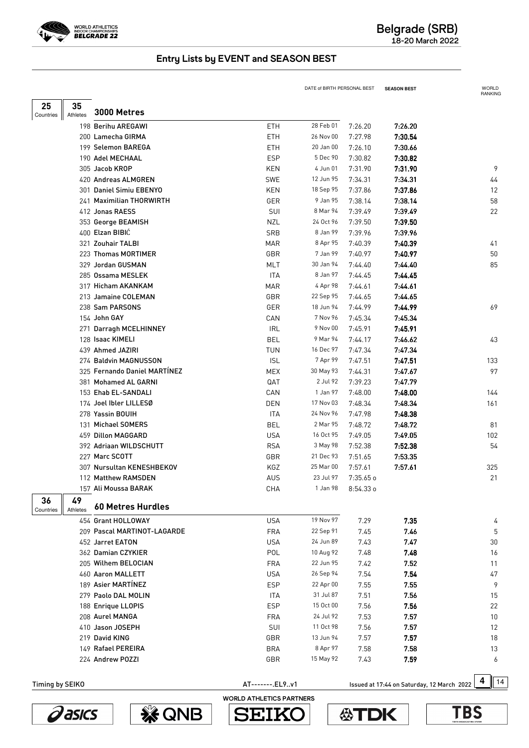# Entry Lists by EVENT and SEASON BEST

## 3000 Metres

25 Countries, 35 Athletes

| Bib | Name | Country | Date of Birth | Personal Best | Season Best | World Ranking |
|---|---|---|---|---|---|---|
| 198 | Berihu AREGAWI | ETH | 28 Feb 01 | 7:26.20 | **7:26.20** | |
| 200 | Lamecha GIRMA | ETH | 26 Nov 00 | 7:27.98 | **7:30.54** | |
| 199 | Selemon BAREGA | ETH | 20 Jan 00 | 7:26.10 | **7:30.66** | |
| 190 | Adel MECHAAL | ESP | 5 Dec 90 | 7:30.82 | **7:30.82** | |
| 305 | Jacob KROP | KEN | 4 Jun 01 | 7:31.90 | **7:31.90** | 9 |
| 420 | Andreas ALMGREN | SWE | 12 Jun 95 | 7:34.31 | **7:34.31** | 44 |
| 301 | Daniel Simiu EBENYO | KEN | 18 Sep 95 | 7:37.86 | **7:37.86** | 12 |
| 241 | Maximilian THORWIRTH | GER | 9 Jan 95 | 7:38.14 | **7:38.14** | 58 |
| 412 | Jonas RAESS | SUI | 8 Mar 94 | 7:39.49 | **7:39.49** | 22 |
| 353 | George BEAMISH | NZL | 24 Oct 96 | 7:39.50 | **7:39.50** | |
| 400 | Elzan BIBIĆ | SRB | 8 Jan 99 | 7:39.96 | **7:39.96** | |
| 321 | Zouhair TALBI | MAR | 8 Apr 95 | 7:40.39 | **7:40.39** | 41 |
| 223 | Thomas MORTIMER | GBR | 7 Jan 99 | 7:40.97 | **7:40.97** | 50 |
| 329 | Jordan GUSMAN | MLT | 30 Jan 94 | 7:44.40 | **7:44.40** | 85 |
| 285 | Ossama MESLEK | ITA | 8 Jan 97 | 7:44.45 | **7:44.45** | |
| 317 | Hicham AKANKAM | MAR | 4 Apr 98 | 7:44.61 | **7:44.61** | |
| 213 | Jamaine COLEMAN | GBR | 22 Sep 95 | 7:44.65 | **7:44.65** | |
| 238 | Sam PARSONS | GER | 18 Jun 94 | 7:44.99 | **7:44.99** | 69 |
| 154 | John GAY | CAN | 7 Nov 96 | 7:45.34 | **7:45.34** | |
| 271 | Darragh MCELHINNEY | IRL | 9 Nov 00 | 7:45.91 | **7:45.91** | |
| 128 | Isaac KIMELI | BEL | 9 Mar 94 | 7:44.17 | **7:46.62** | 43 |
| 439 | Ahmed JAZIRI | TUN | 16 Dec 97 | 7:47.34 | **7:47.34** | |
| 274 | Baldvin MAGNUSSON | ISL | 7 Apr 99 | 7:47.51 | **7:47.51** | 133 |
| 325 | Fernando Daniel MARTÍNEZ | MEX | 30 May 93 | 7:44.31 | **7:47.67** | 97 |
| 381 | Mohamed AL GARNI | QAT | 2 Jul 92 | 7:39.23 | **7:47.79** | |
| 153 | Ehab EL-SANDALI | CAN | 1 Jan 97 | 7:48.00 | **7:48.00** | 144 |
| 174 | Joel Ibler LILLESØ | DEN | 17 Nov 03 | 7:48.34 | **7:48.34** | 161 |
| 278 | Yassin BOUIH | ITA | 24 Nov 96 | 7:47.98 | **7:48.38** | |
| 131 | Michael SOMERS | BEL | 2 Mar 95 | 7:48.72 | **7:48.72** | 81 |
| 459 | Dillon MAGGARD | USA | 16 Oct 95 | 7:49.05 | **7:49.05** | 102 |
| 392 | Adriaan WILDSCHUTT | RSA | 3 May 98 | 7:52.38 | **7:52.38** | 54 |
| 227 | Marc SCOTT | GBR | 21 Dec 93 | 7:51.65 | **7:53.35** | |
| 307 | Nursultan KENESHBEKOV | KGZ | 25 Mar 00 | 7:57.61 | **7:57.61** | 325 |
| 112 | Matthew RAMSDEN | AUS | 23 Jul 97 | 7:35.65 o | | 21 |
| 157 | Ali Moussa BARAK | CHA | 1 Jan 98 | 8:54.33 o | | |

## 60 Metres Hurdles

36 Countries, 49 Athletes

| Bib | Name | Country | Date of Birth | Personal Best | Season Best | World Ranking |
|---|---|---|---|---|---|---|
| 454 | Grant HOLLOWAY | USA | 19 Nov 97 | 7.29 | **7.35** | 4 |
| 209 | Pascal MARTINOT-LAGARDE | FRA | 22 Sep 91 | 7.45 | **7.46** | 5 |
| 452 | Jarret EATON | USA | 24 Jun 89 | 7.43 | **7.47** | 30 |
| 362 | Damian CZYKIER | POL | 10 Aug 92 | 7.48 | **7.48** | 16 |
| 205 | Wilhem BELOCIAN | FRA | 22 Jun 95 | 7.42 | **7.52** | 11 |
| 460 | Aaron MALLETT | USA | 26 Sep 94 | 7.54 | **7.54** | 47 |
| 189 | Asier MARTÍNEZ | ESP | 22 Apr 00 | 7.55 | **7.55** | 9 |
| 279 | Paolo DAL MOLIN | ITA | 31 Jul 87 | 7.51 | **7.56** | 15 |
| 188 | Enrique LLOPIS | ESP | 15 Oct 00 | 7.56 | **7.56** | 22 |
| 208 | Aurel MANGA | FRA | 24 Jul 92 | 7.53 | **7.57** | 10 |
| 410 | Jason JOSEPH | SUI | 11 Oct 98 | 7.56 | **7.57** | 12 |
| 219 | David KING | GBR | 13 Jun 94 | 7.57 | **7.57** | 18 |
| 149 | Rafael PEREIRA | BRA | 8 Apr 97 | 7.58 | **7.58** | 13 |
| 224 | Andrew POZZI | GBR | 15 May 92 | 7.43 | **7.59** | 6 |

Timing by SEIKO — AT--------.EL9..v1 — Issued at 17:44 on Saturday, 12 March 2022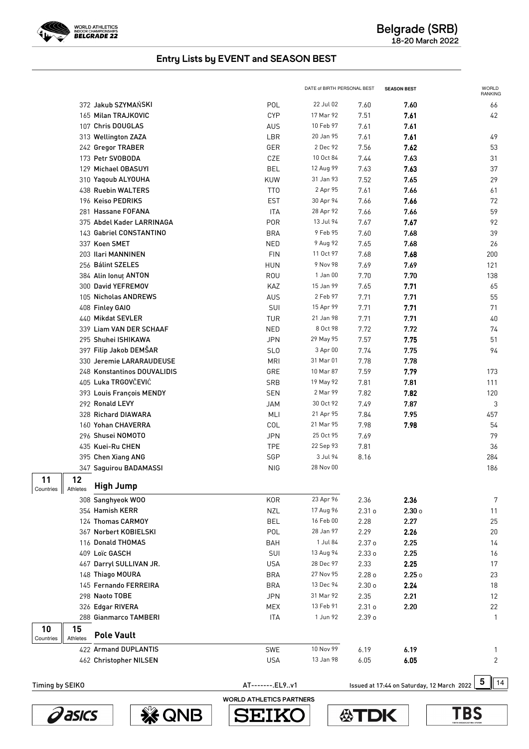## Entry Lists by EVENT and SEASON BEST

| Bib | Name | Country | DATE of BIRTH | PERSONAL BEST | SEASON BEST | WORLD RANKING |
|---|---|---|---|---|---|---|
| 372 | Jakub SZYMAŃSKI | POL | 22 Jul 02 | 7.60 | **7.60** | 66 |
| 165 | Milan TRAJKOVIC | CYP | 17 Mar 92 | 7.51 | **7.61** | 42 |
| 107 | Chris DOUGLAS | AUS | 10 Feb 97 | 7.61 | **7.61** | |
| 313 | Wellington ZAZA | LBR | 20 Jan 95 | 7.61 | **7.61** | 49 |
| 242 | Gregor TRABER | GER | 2 Dec 92 | 7.56 | **7.62** | 53 |
| 173 | Petr SVOBODA | CZE | 10 Oct 84 | 7.44 | **7.63** | 31 |
| 129 | Michael OBASUYI | BEL | 12 Aug 99 | 7.63 | **7.63** | 37 |
| 310 | Yaqoub ALYOUHA | KUW | 31 Jan 93 | 7.52 | **7.65** | 29 |
| 438 | Ruebin WALTERS | TTO | 2 Apr 95 | 7.61 | **7.66** | 61 |
| 196 | Keiso PEDRIKS | EST | 30 Apr 94 | 7.66 | **7.66** | 72 |
| 281 | Hassane FOFANA | ITA | 28 Apr 92 | 7.66 | **7.66** | 59 |
| 375 | Abdel Kader LARRINAGA | POR | 13 Jul 94 | 7.67 | **7.67** | 92 |
| 143 | Gabriel CONSTANTINO | BRA | 9 Feb 95 | 7.60 | **7.68** | 39 |
| 337 | Koen SMET | NED | 9 Aug 92 | 7.65 | **7.68** | 26 |
| 203 | Ilari MANNINEN | FIN | 11 Oct 97 | 7.68 | **7.68** | 200 |
| 256 | Bálint SZELES | HUN | 9 Nov 98 | 7.69 | **7.69** | 121 |
| 384 | Alin Ionuț ANTON | ROU | 1 Jan 00 | 7.70 | **7.70** | 138 |
| 300 | David YEFREMOV | KAZ | 15 Jan 99 | 7.65 | **7.71** | 65 |
| 105 | Nicholas ANDREWS | AUS | 2 Feb 97 | 7.71 | **7.71** | 55 |
| 408 | Finley GAIO | SUI | 15 Apr 99 | 7.71 | **7.71** | 71 |
| 440 | Mikdat SEVLER | TUR | 21 Jan 98 | 7.71 | **7.71** | 40 |
| 339 | Liam VAN DER SCHAAF | NED | 8 Oct 98 | 7.72 | **7.72** | 74 |
| 295 | Shuhei ISHIKAWA | JPN | 29 May 95 | 7.57 | **7.75** | 51 |
| 397 | Filip Jakob DEMŠAR | SLO | 3 Apr 00 | 7.74 | **7.75** | 94 |
| 330 | Jeremie LARARAUDEUSE | MRI | 31 Mar 01 | 7.78 | **7.78** | |
| 248 | Konstantinos DOUVALIDIS | GRE | 10 Mar 87 | 7.59 | **7.79** | 173 |
| 405 | Luka TRGOVČEVIĆ | SRB | 19 May 92 | 7.81 | **7.81** | 111 |
| 393 | Louis François MENDY | SEN | 2 Mar 99 | 7.82 | **7.82** | 120 |
| 292 | Ronald LEVY | JAM | 30 Oct 92 | 7.49 | **7.87** | 3 |
| 328 | Richard DIAWARA | MLI | 21 Apr 95 | 7.84 | **7.95** | 457 |
| 160 | Yohan CHAVERRA | COL | 21 Mar 95 | 7.98 | **7.98** | 54 |
| 296 | Shusei NOMOTO | JPN | 25 Oct 95 | 7.69 | | 79 |
| 435 | Kuei-Ru CHEN | TPE | 22 Sep 93 | 7.81 | | 36 |
| 395 | Chen Xiang ANG | SGP | 3 Jul 94 | 8.16 | | 284 |
| 347 | Saguirou BADAMASSI | NIG | 28 Nov 00 | | | 186 |

### High Jump

11 Countries, 12 Athletes

| Bib | Name | Country | DATE of BIRTH | PERSONAL BEST | SEASON BEST | WORLD RANKING |
|---|---|---|---|---|---|---|
| 308 | Sanghyeok WOO | KOR | 23 Apr 96 | 2.36 | **2.36** | 7 |
| 354 | Hamish KERR | NZL | 17 Aug 96 | 2.31 o | **2.30 o** | 11 |
| 124 | Thomas CARMOY | BEL | 16 Feb 00 | 2.28 | **2.27** | 25 |
| 367 | Norbert KOBIELSKI | POL | 28 Jan 97 | 2.29 | **2.26** | 20 |
| 116 | Donald THOMAS | BAH | 1 Jul 84 | 2.37 o | **2.25** | 14 |
| 409 | Loïc GASCH | SUI | 13 Aug 94 | 2.33 o | **2.25** | 16 |
| 467 | Darryl SULLIVAN JR. | USA | 28 Dec 97 | 2.33 | **2.25** | 17 |
| 148 | Thiago MOURA | BRA | 27 Nov 95 | 2.28 o | **2.25 o** | 23 |
| 145 | Fernando FERREIRA | BRA | 13 Dec 94 | 2.30 o | **2.24** | 18 |
| 298 | Naoto TOBE | JPN | 31 Mar 92 | 2.35 | **2.21** | 12 |
| 326 | Edgar RIVERA | MEX | 13 Feb 91 | 2.31 o | **2.20** | 22 |
| 288 | Gianmarco TAMBERI | ITA | 1 Jun 92 | 2.39 o | | 1 |

### Pole Vault

10 Countries, 15 Athletes

| Bib | Name | Country | DATE of BIRTH | PERSONAL BEST | SEASON BEST | WORLD RANKING |
|---|---|---|---|---|---|---|
| 422 | Armand DUPLANTIS | SWE | 10 Nov 99 | 6.19 | **6.19** | 1 |
| 462 | Christopher NILSEN | USA | 13 Jan 98 | 6.05 | **6.05** | 2 |

Timing by SEIKO — AT-------.EL9..v1 — Issued at 17:44 on Saturday, 12 March 2022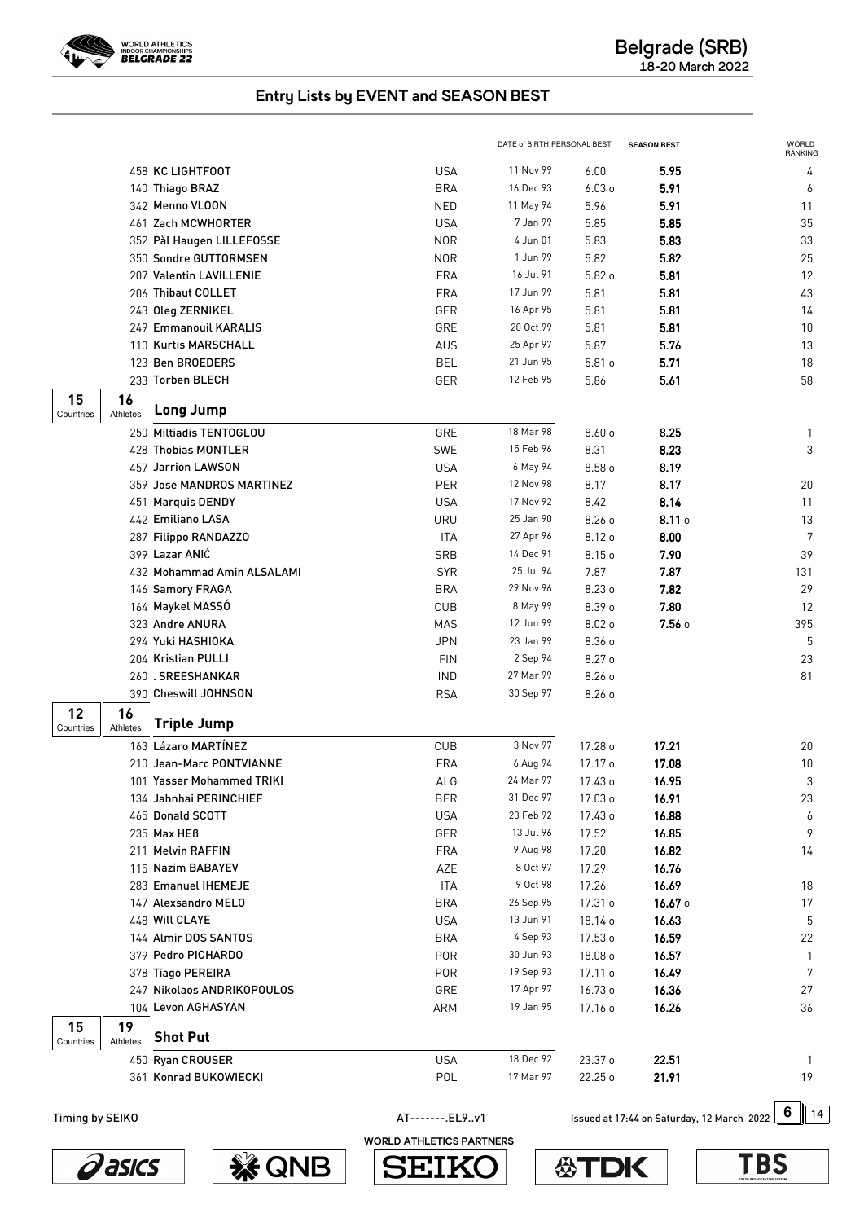## Entry Lists by EVENT and SEASON BEST

| Bib | Athlete | Country | DATE of BIRTH | PERSONAL BEST | SEASON BEST | WORLD RANKING |
|---|---|---|---|---|---|---|
| 458 | KC LIGHTFOOT | USA | 11 Nov 99 | 6.00 | **5.95** | 4 |
| 140 | Thiago BRAZ | BRA | 16 Dec 93 | 6.03 o | **5.91** | 6 |
| 342 | Menno VLOON | NED | 11 May 94 | 5.96 | **5.91** | 11 |
| 461 | Zach MCWHORTER | USA | 7 Jan 99 | 5.85 | **5.85** | 35 |
| 352 | Pål Haugen LILLEFOSSE | NOR | 4 Jun 01 | 5.83 | **5.83** | 33 |
| 350 | Sondre GUTTORMSEN | NOR | 1 Jun 99 | 5.82 | **5.82** | 25 |
| 207 | Valentin LAVILLENIE | FRA | 16 Jul 91 | 5.82 o | **5.81** | 12 |
| 206 | Thibaut COLLET | FRA | 17 Jun 99 | 5.81 | **5.81** | 43 |
| 243 | Oleg ZERNIKEL | GER | 16 Apr 95 | 5.81 | **5.81** | 14 |
| 249 | Emmanouil KARALIS | GRE | 20 Oct 99 | 5.81 | **5.81** | 10 |
| 110 | Kurtis MARSCHALL | AUS | 25 Apr 97 | 5.87 | **5.76** | 13 |
| 123 | Ben BROEDERS | BEL | 21 Jun 95 | 5.81 o | **5.71** | 18 |
| 233 | Torben BLECH | GER | 12 Feb 95 | 5.86 | **5.61** | 58 |

### Long Jump

15 Countries, 16 Athletes

| Bib | Athlete | Country | DATE of BIRTH | PERSONAL BEST | SEASON BEST | WORLD RANKING |
|---|---|---|---|---|---|---|
| 250 | Miltiadis TENTOGLOU | GRE | 18 Mar 98 | 8.60 o | **8.25** | 1 |
| 428 | Thobias MONTLER | SWE | 15 Feb 96 | 8.31 | **8.23** | 3 |
| 457 | Jarrion LAWSON | USA | 6 May 94 | 8.58 o | **8.19** | |
| 359 | Jose MANDROS MARTINEZ | PER | 12 Nov 98 | 8.17 | **8.17** | 20 |
| 451 | Marquis DENDY | USA | 17 Nov 92 | 8.42 | **8.14** | 11 |
| 442 | Emiliano LASA | URU | 25 Jan 90 | 8.26 o | **8.11** o | 13 |
| 287 | Filippo RANDAZZO | ITA | 27 Apr 96 | 8.12 o | **8.00** | 7 |
| 399 | Lazar ANIĆ | SRB | 14 Dec 91 | 8.15 o | **7.90** | 39 |
| 432 | Mohammad Amin ALSALAMI | SYR | 25 Jul 94 | 7.87 | **7.87** | 131 |
| 146 | Samory FRAGA | BRA | 29 Nov 96 | 8.23 o | **7.82** | 29 |
| 164 | Maykel MASSÓ | CUB | 8 May 99 | 8.39 o | **7.80** | 12 |
| 323 | Andre ANURA | MAS | 12 Jun 99 | 8.02 o | **7.56** o | 395 |
| 294 | Yuki HASHIOKA | JPN | 23 Jan 99 | 8.36 o | | 5 |
| 204 | Kristian PULLI | FIN | 2 Sep 94 | 8.27 o | | 23 |
| 260 | . SREESHANKAR | IND | 27 Mar 99 | 8.26 o | | 81 |
| 390 | Cheswill JOHNSON | RSA | 30 Sep 97 | 8.26 o | | |

### Triple Jump

12 Countries, 16 Athletes

| Bib | Athlete | Country | DATE of BIRTH | PERSONAL BEST | SEASON BEST | WORLD RANKING |
|---|---|---|---|---|---|---|
| 163 | Lázaro MARTÍNEZ | CUB | 3 Nov 97 | 17.28 o | **17.21** | 20 |
| 210 | Jean-Marc PONTVIANNE | FRA | 6 Aug 94 | 17.17 o | **17.08** | 10 |
| 101 | Yasser Mohammed TRIKI | ALG | 24 Mar 97 | 17.43 o | **16.95** | 3 |
| 134 | Jahnhai PERINCHIEF | BER | 31 Dec 97 | 17.03 o | **16.91** | 23 |
| 465 | Donald SCOTT | USA | 23 Feb 92 | 17.43 o | **16.88** | 6 |
| 235 | Max HEß | GER | 13 Jul 96 | 17.52 | **16.85** | 9 |
| 211 | Melvin RAFFIN | FRA | 9 Aug 98 | 17.20 | **16.82** | 14 |
| 115 | Nazim BABAYEV | AZE | 8 Oct 97 | 17.29 | **16.76** | |
| 283 | Emanuel IHEMEJE | ITA | 9 Oct 98 | 17.26 | **16.69** | 18 |
| 147 | Alexsandro MELO | BRA | 26 Sep 95 | 17.31 o | **16.67** o | 17 |
| 448 | Will CLAYE | USA | 13 Jun 91 | 18.14 o | **16.63** | 5 |
| 144 | Almir DOS SANTOS | BRA | 4 Sep 93 | 17.53 o | **16.59** | 22 |
| 379 | Pedro PICHARDO | POR | 30 Jun 93 | 18.08 o | **16.57** | 1 |
| 378 | Tiago PEREIRA | POR | 19 Sep 93 | 17.11 o | **16.49** | 7 |
| 247 | Nikolaos ANDRIKOPOULOS | GRE | 17 Apr 97 | 16.73 o | **16.36** | 27 |
| 104 | Levon AGHASYAN | ARM | 19 Jan 95 | 17.16 o | **16.26** | 36 |

### Shot Put

15 Countries, 19 Athletes

| Bib | Athlete | Country | DATE of BIRTH | PERSONAL BEST | SEASON BEST | WORLD RANKING |
|---|---|---|---|---|---|---|
| 450 | Ryan CROUSER | USA | 18 Dec 92 | 23.37 o | **22.51** | 1 |
| 361 | Konrad BUKOWIECKI | POL | 17 Mar 97 | 22.25 o | **21.91** | 19 |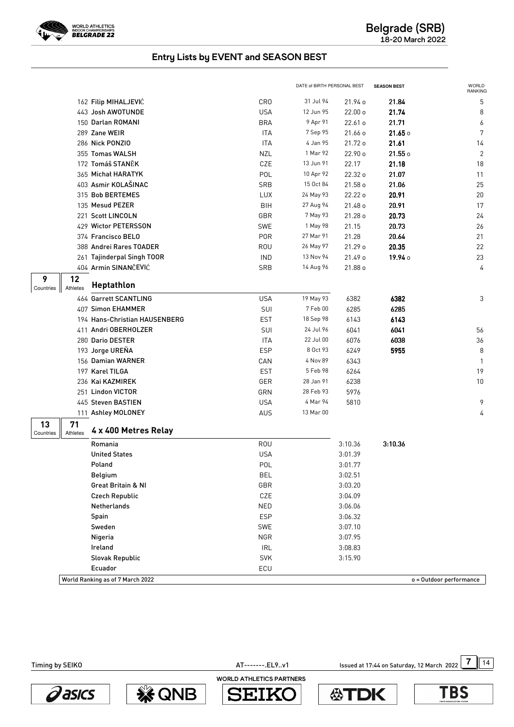## Entry Lists by EVENT and SEASON BEST

| | | DATE of BIRTH | PERSONAL BEST | SEASON BEST | WORLD RANKING |
|---|---|---|---|---|---|
| 162 Filip MIHALJEVIĆ | CRO | 31 Jul 94 | 21.94 o | **21.84** | 5 |
| 443 Josh AWOTUNDE | USA | 12 Jun 95 | 22.00 o | **21.74** | 8 |
| 150 Darlan ROMANI | BRA | 9 Apr 91 | 22.61 o | **21.71** | 6 |
| 289 Zane WEIR | ITA | 7 Sep 95 | 21.66 o | **21.65** o | 7 |
| 286 Nick PONZIO | ITA | 4 Jan 95 | 21.72 o | **21.61** | 14 |
| 355 Tomas WALSH | NZL | 1 Mar 92 | 22.90 o | **21.55** o | 2 |
| 172 Tomáš STANĚK | CZE | 13 Jun 91 | 22.17 | **21.18** | 18 |
| 365 Michał HARATYK | POL | 10 Apr 92 | 22.32 o | **21.07** | 11 |
| 403 Asmir KOLAŠINAC | SRB | 15 Oct 84 | 21.58 o | **21.06** | 25 |
| 315 Bob BERTEMES | LUX | 24 May 93 | 22.22 o | **20.91** | 20 |
| 135 Mesud PEZER | BIH | 27 Aug 94 | 21.48 o | **20.91** | 17 |
| 221 Scott LINCOLN | GBR | 7 May 93 | 21.28 o | **20.73** | 24 |
| 429 Wictor PETERSSON | SWE | 1 May 98 | 21.15 | **20.73** | 26 |
| 374 Francisco BELO | POR | 27 Mar 91 | 21.28 | **20.64** | 21 |
| 388 Andrei Rares TOADER | ROU | 26 May 97 | 21.29 o | **20.35** | 22 |
| 261 Tajinderpal Singh TOOR | IND | 13 Nov 94 | 21.49 o | **19.94** o | 23 |
| 404 Armin SINANČEVIĆ | SRB | 14 Aug 96 | 21.88 o | | 4 |

### Heptathlon

9 Countries | 12 Athletes

| | | DATE of BIRTH | PERSONAL BEST | SEASON BEST | WORLD RANKING |
|---|---|---|---|---|---|
| 464 Garrett SCANTLING | USA | 19 May 93 | 6382 | **6382** | 3 |
| 407 Simon EHAMMER | SUI | 7 Feb 00 | 6285 | **6285** | |
| 194 Hans-Christian HAUSENBERG | EST | 18 Sep 98 | 6143 | **6143** | |
| 411 Andri OBERHOLZER | SUI | 24 Jul 96 | 6041 | **6041** | 56 |
| 280 Dario DESTER | ITA | 22 Jul 00 | 6076 | **6038** | 36 |
| 193 Jorge UREÑA | ESP | 8 Oct 93 | 6249 | **5955** | 8 |
| 156 Damian WARNER | CAN | 4 Nov 89 | 6343 | | 1 |
| 197 Karel TILGA | EST | 5 Feb 98 | 6264 | | 19 |
| 236 Kai KAZMIREK | GER | 28 Jan 91 | 6238 | | 10 |
| 251 Lindon VICTOR | GRN | 28 Feb 93 | 5976 | | |
| 445 Steven BASTIEN | USA | 4 Mar 94 | 5810 | | 9 |
| 111 Ashley MOLONEY | AUS | 13 Mar 00 | | | 4 |

### 4 x 400 Metres Relay

13 Countries | 71 Athletes

| | | DATE of BIRTH | PERSONAL BEST | SEASON BEST | WORLD RANKING |
|---|---|---|---|---|---|
| Romania | ROU | | 3:10.36 | **3:10.36** | |
| United States | USA | | 3:01.39 | | |
| Poland | POL | | 3:01.77 | | |
| Belgium | BEL | | 3:02.51 | | |
| Great Britain & NI | GBR | | 3:03.20 | | |
| Czech Republic | CZE | | 3:04.09 | | |
| Netherlands | NED | | 3:06.06 | | |
| Spain | ESP | | 3:06.32 | | |
| Sweden | SWE | | 3:07.10 | | |
| Nigeria | NGR | | 3:07.95 | | |
| Ireland | IRL | | 3:08.83 | | |
| Slovak Republic | SVK | | 3:15.90 | | |
| Ecuador | ECU | | | | |

World Ranking as of 7 March 2022 — o = Outdoor performance

Timing by SEIKO — AT-------.EL9..v1 — Issued at 17:44 on Saturday, 12 March 2022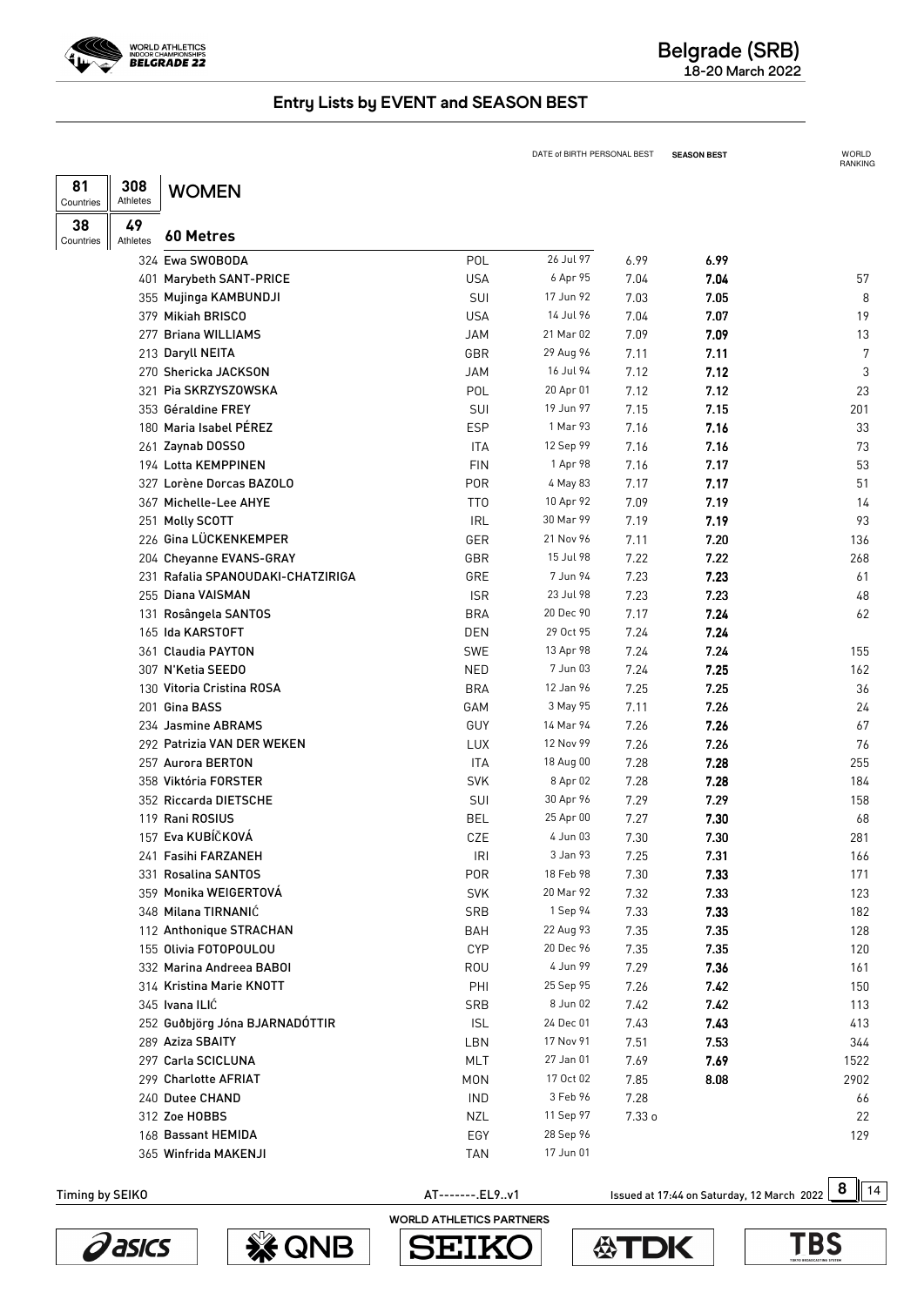## Entry Lists by EVENT and SEASON BEST

**81** Countries | **308** Athletes

# WOMEN

**38** Countries | **49** Athletes

## 60 Metres

| Bib | Name | Country | DATE of BIRTH | PERSONAL BEST | SEASON BEST | WORLD RANKING |
|---|---|---|---|---|---|---|
| 324 | Ewa SWOBODA | POL | 26 Jul 97 | 6.99 | **6.99** | |
| 401 | Marybeth SANT-PRICE | USA | 6 Apr 95 | 7.04 | **7.04** | 57 |
| 355 | Mujinga KAMBUNDJI | SUI | 17 Jun 92 | 7.03 | **7.05** | 8 |
| 379 | Mikiah BRISCO | USA | 14 Jul 96 | 7.04 | **7.07** | 19 |
| 277 | Briana WILLIAMS | JAM | 21 Mar 02 | 7.09 | **7.09** | 13 |
| 213 | Daryll NEITA | GBR | 29 Aug 96 | 7.11 | **7.11** | 7 |
| 270 | Shericka JACKSON | JAM | 16 Jul 94 | 7.12 | **7.12** | 3 |
| 321 | Pia SKRZYSZOWSKA | POL | 20 Apr 01 | 7.12 | **7.12** | 23 |
| 353 | Géraldine FREY | SUI | 19 Jun 97 | 7.15 | **7.15** | 201 |
| 180 | Maria Isabel PÉREZ | ESP | 1 Mar 93 | 7.16 | **7.16** | 33 |
| 261 | Zaynab DOSSO | ITA | 12 Sep 99 | 7.16 | **7.16** | 73 |
| 194 | Lotta KEMPPINEN | FIN | 1 Apr 98 | 7.16 | **7.17** | 53 |
| 327 | Lorène Dorcas BAZOLO | POR | 4 May 83 | 7.17 | **7.17** | 51 |
| 367 | Michelle-Lee AHYE | TTO | 10 Apr 92 | 7.09 | **7.19** | 14 |
| 251 | Molly SCOTT | IRL | 30 Mar 99 | 7.19 | **7.19** | 93 |
| 226 | Gina LÜCKENKEMPER | GER | 21 Nov 96 | 7.11 | **7.20** | 136 |
| 204 | Cheyanne EVANS-GRAY | GBR | 15 Jul 98 | 7.22 | **7.22** | 268 |
| 231 | Rafalia SPANOUDAKI-CHATZIRIGA | GRE | 7 Jun 94 | 7.23 | **7.23** | 61 |
| 255 | Diana VAISMAN | ISR | 23 Jul 98 | 7.23 | **7.23** | 48 |
| 131 | Rosângela SANTOS | BRA | 20 Dec 90 | 7.17 | **7.24** | 62 |
| 165 | Ida KARSTOFT | DEN | 29 Oct 95 | 7.24 | **7.24** | |
| 361 | Claudia PAYTON | SWE | 13 Apr 98 | 7.24 | **7.24** | 155 |
| 307 | N'Ketia SEEDO | NED | 7 Jun 03 | 7.24 | **7.25** | 162 |
| 130 | Vitoria Cristina ROSA | BRA | 12 Jan 96 | 7.25 | **7.25** | 36 |
| 201 | Gina BASS | GAM | 3 May 95 | 7.11 | **7.26** | 24 |
| 234 | Jasmine ABRAMS | GUY | 14 Mar 94 | 7.26 | **7.26** | 67 |
| 292 | Patrizia VAN DER WEKEN | LUX | 12 Nov 99 | 7.26 | **7.26** | 76 |
| 257 | Aurora BERTON | ITA | 18 Aug 00 | 7.28 | **7.28** | 255 |
| 358 | Viktória FORSTER | SVK | 8 Apr 02 | 7.28 | **7.28** | 184 |
| 352 | Riccarda DIETSCHE | SUI | 30 Apr 96 | 7.29 | **7.29** | 158 |
| 119 | Rani ROSIUS | BEL | 25 Apr 00 | 7.27 | **7.30** | 68 |
| 157 | Eva KUBÍČKOVÁ | CZE | 4 Jun 03 | 7.30 | **7.30** | 281 |
| 241 | Fasihi FARZANEH | IRI | 3 Jan 93 | 7.25 | **7.31** | 166 |
| 331 | Rosalina SANTOS | POR | 18 Feb 98 | 7.30 | **7.33** | 171 |
| 359 | Monika WEIGERTOVÁ | SVK | 20 Mar 92 | 7.32 | **7.33** | 123 |
| 348 | Milana TIRNANIĆ | SRB | 1 Sep 94 | 7.33 | **7.33** | 182 |
| 112 | Anthonique STRACHAN | BAH | 22 Aug 93 | 7.35 | **7.35** | 128 |
| 155 | Olivia FOTOPOULOU | CYP | 20 Dec 96 | 7.35 | **7.35** | 120 |
| 332 | Marina Andreea BABOI | ROU | 4 Jun 99 | 7.29 | **7.36** | 161 |
| 314 | Kristina Marie KNOTT | PHI | 25 Sep 95 | 7.26 | **7.42** | 150 |
| 345 | Ivana ILIĆ | SRB | 8 Jun 02 | 7.42 | **7.42** | 113 |
| 252 | Guðbjörg Jóna BJARNADÓTTIR | ISL | 24 Dec 01 | 7.43 | **7.43** | 413 |
| 289 | Aziza SBAITY | LBN | 17 Nov 91 | 7.51 | **7.53** | 344 |
| 297 | Carla SCICLUNA | MLT | 27 Jan 01 | 7.69 | **7.69** | 1522 |
| 299 | Charlotte AFRIAT | MON | 17 Oct 02 | 7.85 | **8.08** | 2902 |
| 240 | Dutee CHAND | IND | 3 Feb 96 | 7.28 | | 66 |
| 312 | Zoe HOBBS | NZL | 11 Sep 97 | 7.33 o | | 22 |
| 168 | Bassant HEMIDA | EGY | 28 Sep 96 | | | 129 |
| 365 | Winfrida MAKENJI | TAN | 17 Jun 01 | | | |

Timing by SEIKO | AT--------.EL9..v1 | Issued at 17:44 on Saturday, 12 March 2022

WORLD ATHLETICS PARTNERS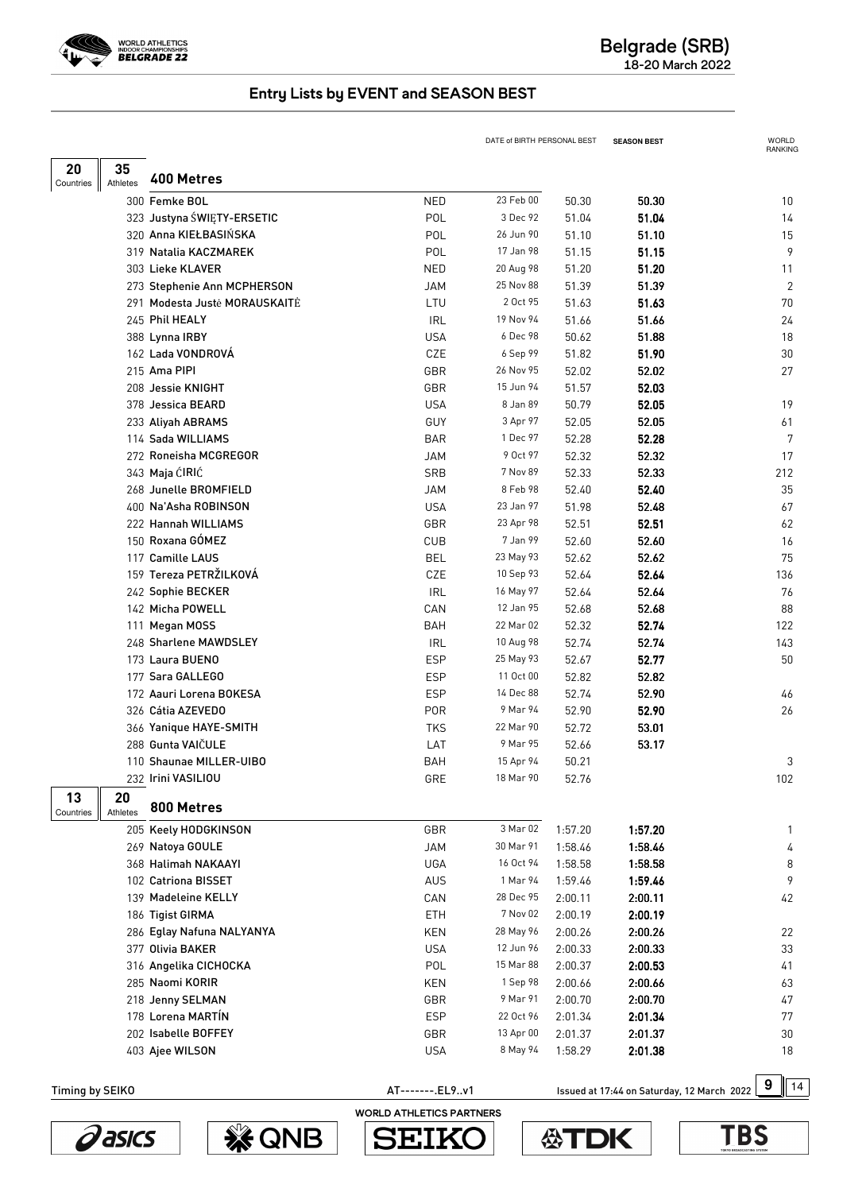# Belgrade (SRB)

18-20 March 2022

## Entry Lists by EVENT and SEASON BEST

### 400 Metres

20 Countries, 35 Athletes

| Bib | Name | Country | Date of Birth | Personal Best | Season Best | World Ranking |
|---|---|---|---|---|---|---|
| 300 | Femke BOL | NED | 23 Feb 00 | 50.30 | **50.30** | 10 |
| 323 | Justyna ŚWIĘTY-ERSETIC | POL | 3 Dec 92 | 51.04 | **51.04** | 14 |
| 320 | Anna KIEŁBASIŃSKA | POL | 26 Jun 90 | 51.10 | **51.10** | 15 |
| 319 | Natalia KACZMAREK | POL | 17 Jan 98 | 51.15 | **51.15** | 9 |
| 303 | Lieke KLAVER | NED | 20 Aug 98 | 51.20 | **51.20** | 11 |
| 273 | Stephenie Ann MCPHERSON | JAM | 25 Nov 88 | 51.39 | **51.39** | 2 |
| 291 | Modesta Justė MORAUSKAITĖ | LTU | 2 Oct 95 | 51.63 | **51.63** | 70 |
| 245 | Phil HEALY | IRL | 19 Nov 94 | 51.66 | **51.66** | 24 |
| 388 | Lynna IRBY | USA | 6 Dec 98 | 50.62 | **51.88** | 18 |
| 162 | Lada VONDROVÁ | CZE | 6 Sep 99 | 51.82 | **51.90** | 30 |
| 215 | Ama PIPI | GBR | 26 Nov 95 | 52.02 | **52.02** | 27 |
| 208 | Jessie KNIGHT | GBR | 15 Jun 94 | 51.57 | **52.03** | |
| 378 | Jessica BEARD | USA | 8 Jan 89 | 50.79 | **52.05** | 19 |
| 233 | Aliyah ABRAMS | GUY | 3 Apr 97 | 52.05 | **52.05** | 61 |
| 114 | Sada WILLIAMS | BAR | 1 Dec 97 | 52.28 | **52.28** | 7 |
| 272 | Roneisha MCGREGOR | JAM | 9 Oct 97 | 52.32 | **52.32** | 17 |
| 343 | Maja ĆIRIĆ | SRB | 7 Nov 89 | 52.33 | **52.33** | 212 |
| 268 | Junelle BROMFIELD | JAM | 8 Feb 98 | 52.40 | **52.40** | 35 |
| 400 | Na'Asha ROBINSON | USA | 23 Jan 97 | 51.98 | **52.48** | 67 |
| 222 | Hannah WILLIAMS | GBR | 23 Apr 98 | 52.51 | **52.51** | 62 |
| 150 | Roxana GÓMEZ | CUB | 7 Jan 99 | 52.60 | **52.60** | 16 |
| 117 | Camille LAUS | BEL | 23 May 93 | 52.62 | **52.62** | 75 |
| 159 | Tereza PETRŽILKOVÁ | CZE | 10 Sep 93 | 52.64 | **52.64** | 136 |
| 242 | Sophie BECKER | IRL | 16 May 97 | 52.64 | **52.64** | 76 |
| 142 | Micha POWELL | CAN | 12 Jan 95 | 52.68 | **52.68** | 88 |
| 111 | Megan MOSS | BAH | 22 Mar 02 | 52.32 | **52.74** | 122 |
| 248 | Sharlene MAWDSLEY | IRL | 10 Aug 98 | 52.74 | **52.74** | 143 |
| 173 | Laura BUENO | ESP | 25 May 93 | 52.67 | **52.77** | 50 |
| 177 | Sara GALLEGO | ESP | 11 Oct 00 | 52.82 | **52.82** | |
| 172 | Aauri Lorena BOKESA | ESP | 14 Dec 88 | 52.74 | **52.90** | 46 |
| 326 | Cátia AZEVEDO | POR | 9 Mar 94 | 52.90 | **52.90** | 26 |
| 366 | Yanique HAYE-SMITH | TKS | 22 Mar 90 | 52.72 | **53.01** | |
| 288 | Gunta VAIČULE | LAT | 9 Mar 95 | 52.66 | **53.17** | |
| 110 | Shaunae MILLER-UIBO | BAH | 15 Apr 94 | 50.21 | | 3 |
| 232 | Irini VASILIOU | GRE | 18 Mar 90 | 52.76 | | 102 |

### 800 Metres

13 Countries, 20 Athletes

| Bib | Name | Country | Date of Birth | Personal Best | Season Best | World Ranking |
|---|---|---|---|---|---|---|
| 205 | Keely HODGKINSON | GBR | 3 Mar 02 | 1:57.20 | **1:57.20** | 1 |
| 269 | Natoya GOULE | JAM | 30 Mar 91 | 1:58.46 | **1:58.46** | 4 |
| 368 | Halimah NAKAAYI | UGA | 16 Oct 94 | 1:58.58 | **1:58.58** | 8 |
| 102 | Catriona BISSET | AUS | 1 Mar 94 | 1:59.46 | **1:59.46** | 9 |
| 139 | Madeleine KELLY | CAN | 28 Dec 95 | 2:00.11 | **2:00.11** | 42 |
| 186 | Tigist GIRMA | ETH | 7 Nov 02 | 2:00.19 | **2:00.19** | |
| 286 | Eglay Nafuna NALYANYA | KEN | 28 May 96 | 2:00.26 | **2:00.26** | 22 |
| 377 | Olivia BAKER | USA | 12 Jun 96 | 2:00.33 | **2:00.33** | 33 |
| 316 | Angelika CICHOCKA | POL | 15 Mar 88 | 2:00.37 | **2:00.53** | 41 |
| 285 | Naomi KORIR | KEN | 1 Sep 98 | 2:00.66 | **2:00.66** | 63 |
| 218 | Jenny SELMAN | GBR | 9 Mar 91 | 2:00.70 | **2:00.70** | 47 |
| 178 | Lorena MARTÍN | ESP | 22 Oct 96 | 2:01.34 | **2:01.34** | 77 |
| 202 | Isabelle BOFFEY | GBR | 13 Apr 00 | 2:01.37 | **2:01.37** | 30 |
| 403 | Ajee WILSON | USA | 8 May 94 | 1:58.29 | **2:01.38** | 18 |

Timing by SEIKO — AT-------.EL9..v1 — Issued at 17:44 on Saturday, 12 March 2022

WORLD ATHLETICS PARTNERS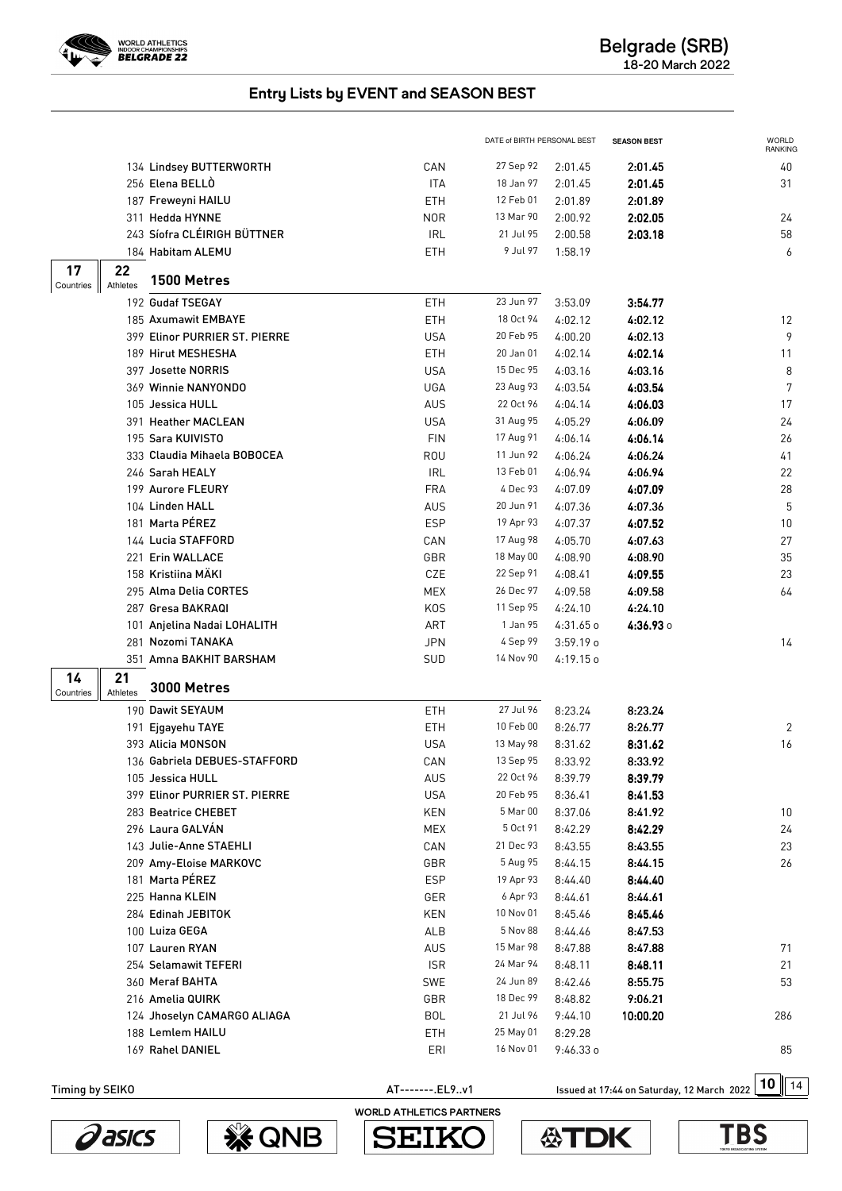## Entry Lists by EVENT and SEASON BEST

| | | Country | DATE of BIRTH | PERSONAL BEST | SEASON BEST | WORLD RANKING |
|---|---|---|---|---|---|---|
| 134 | Lindsey BUTTERWORTH | CAN | 27 Sep 92 | 2:01.45 | **2:01.45** | 40 |
| 256 | Elena BELLÒ | ITA | 18 Jan 97 | 2:01.45 | **2:01.45** | 31 |
| 187 | Freweyni HAILU | ETH | 12 Feb 01 | 2:01.89 | **2:01.89** | |
| 311 | Hedda HYNNE | NOR | 13 Mar 90 | 2:00.92 | **2:02.05** | 24 |
| 243 | Síofra CLÉIRIGH BÜTTNER | IRL | 21 Jul 95 | 2:00.58 | **2:03.18** | 58 |
| 184 | Habitam ALEMU | ETH | 9 Jul 97 | 1:58.19 | | 6 |

### 1500 Metres

17 Countries, 22 Athletes

| | | Country | DATE of BIRTH | PERSONAL BEST | SEASON BEST | WORLD RANKING |
|---|---|---|---|---|---|---|
| 192 | Gudaf TSEGAY | ETH | 23 Jun 97 | 3:53.09 | **3:54.77** | |
| 185 | Axumawit EMBAYE | ETH | 18 Oct 94 | 4:02.12 | **4:02.12** | 12 |
| 399 | Elinor PURRIER ST. PIERRE | USA | 20 Feb 95 | 4:00.20 | **4:02.13** | 9 |
| 189 | Hirut MESHESHA | ETH | 20 Jan 01 | 4:02.14 | **4:02.14** | 11 |
| 397 | Josette NORRIS | USA | 15 Dec 95 | 4:03.16 | **4:03.16** | 8 |
| 369 | Winnie NANYONDO | UGA | 23 Aug 93 | 4:03.54 | **4:03.54** | 7 |
| 105 | Jessica HULL | AUS | 22 Oct 96 | 4:04.14 | **4:06.03** | 17 |
| 391 | Heather MACLEAN | USA | 31 Aug 95 | 4:05.29 | **4:06.09** | 24 |
| 195 | Sara KUIVISTO | FIN | 17 Aug 91 | 4:06.14 | **4:06.14** | 26 |
| 333 | Claudia Mihaela BOBOCEA | ROU | 11 Jun 92 | 4:06.24 | **4:06.24** | 41 |
| 246 | Sarah HEALY | IRL | 13 Feb 01 | 4:06.94 | **4:06.94** | 22 |
| 199 | Aurore FLEURY | FRA | 4 Dec 93 | 4:07.09 | **4:07.09** | 28 |
| 104 | Linden HALL | AUS | 20 Jun 91 | 4:07.36 | **4:07.36** | 5 |
| 181 | Marta PÉREZ | ESP | 19 Apr 93 | 4:07.37 | **4:07.52** | 10 |
| 144 | Lucia STAFFORD | CAN | 17 Aug 98 | 4:05.70 | **4:07.63** | 27 |
| 221 | Erin WALLACE | GBR | 18 May 00 | 4:08.90 | **4:08.90** | 35 |
| 158 | Kristiina MÄKI | CZE | 22 Sep 91 | 4:08.41 | **4:09.55** | 23 |
| 295 | Alma Delia CORTES | MEX | 26 Dec 97 | 4:09.58 | **4:09.58** | 64 |
| 287 | Gresa BAKRAQI | KOS | 11 Sep 95 | 4:24.10 | **4:24.10** | |
| 101 | Anjelina Nadai LOHALITH | ART | 1 Jan 95 | 4:31.65 o | **4:36.93** o | |
| 281 | Nozomi TANAKA | JPN | 4 Sep 99 | 3:59.19 o | | 14 |
| 351 | Amna BAKHIT BARSHAM | SUD | 14 Nov 90 | 4:19.15 o | | |

### 3000 Metres

14 Countries, 21 Athletes

| | | Country | DATE of BIRTH | PERSONAL BEST | SEASON BEST | WORLD RANKING |
|---|---|---|---|---|---|---|
| 190 | Dawit SEYAUM | ETH | 27 Jul 96 | 8:23.24 | **8:23.24** | |
| 191 | Ejgayehu TAYE | ETH | 10 Feb 00 | 8:26.77 | **8:26.77** | 2 |
| 393 | Alicia MONSON | USA | 13 May 98 | 8:31.62 | **8:31.62** | 16 |
| 136 | Gabriela DEBUES-STAFFORD | CAN | 13 Sep 95 | 8:33.92 | **8:33.92** | |
| 105 | Jessica HULL | AUS | 22 Oct 96 | 8:39.79 | **8:39.79** | |
| 399 | Elinor PURRIER ST. PIERRE | USA | 20 Feb 95 | 8:36.41 | **8:41.53** | |
| 283 | Beatrice CHEBET | KEN | 5 Mar 00 | 8:37.06 | **8:41.92** | 10 |
| 296 | Laura GALVÁN | MEX | 5 Oct 91 | 8:42.29 | **8:42.29** | 24 |
| 143 | Julie-Anne STAEHLI | CAN | 21 Dec 93 | 8:43.55 | **8:43.55** | 23 |
| 209 | Amy-Eloise MARKOVC | GBR | 5 Aug 95 | 8:44.15 | **8:44.15** | 26 |
| 181 | Marta PÉREZ | ESP | 19 Apr 93 | 8:44.40 | **8:44.40** | |
| 225 | Hanna KLEIN | GER | 6 Apr 93 | 8:44.61 | **8:44.61** | |
| 284 | Edinah JEBITOK | KEN | 10 Nov 01 | 8:45.46 | **8:45.46** | |
| 100 | Luiza GEGA | ALB | 5 Nov 88 | 8:44.46 | **8:47.53** | |
| 107 | Lauren RYAN | AUS | 15 Mar 98 | 8:47.88 | **8:47.88** | 71 |
| 254 | Selamawit TEFERI | ISR | 24 Mar 94 | 8:48.11 | **8:48.11** | 21 |
| 360 | Meraf BAHTA | SWE | 24 Jun 89 | 8:42.46 | **8:55.75** | 53 |
| 216 | Amelia QUIRK | GBR | 18 Dec 99 | 8:48.82 | **9:06.21** | |
| 124 | Jhoselyn CAMARGO ALIAGA | BOL | 21 Jul 96 | 9:44.10 | **10:00.20** | 286 |
| 188 | Lemlem HAILU | ETH | 25 May 01 | 8:29.28 | | |
| 169 | Rahel DANIEL | ERI | 16 Nov 01 | 9:46.33 o | | 85 |

Timing by SEIKO — AT--------.EL9..v1 — Issued at 17:44 on Saturday, 12 March 2022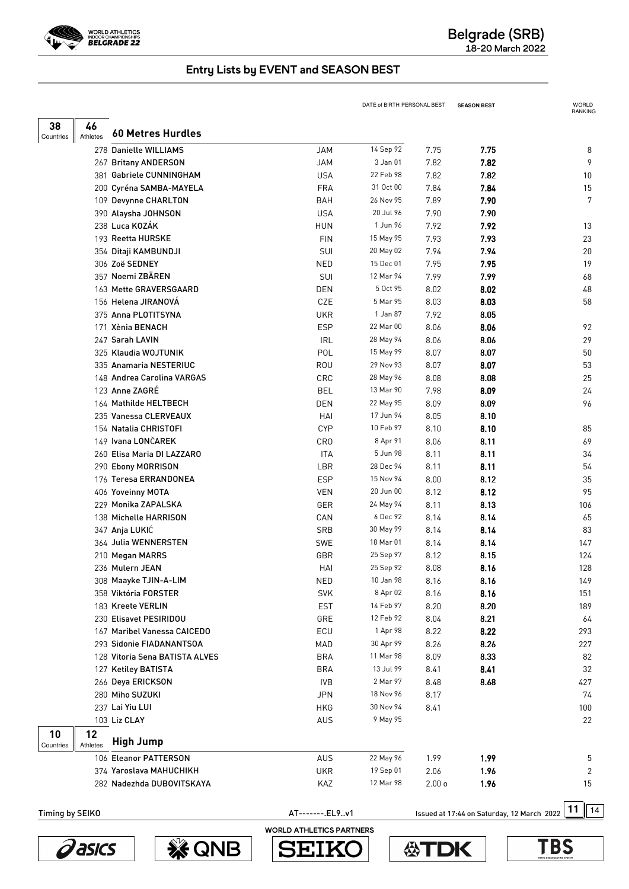## Entry Lists by EVENT and SEASON BEST

### 60 Metres Hurdles

38 Countries, 46 Athletes

| Bib | Name | Country | DATE of BIRTH | PERSONAL BEST | SEASON BEST | WORLD RANKING |
|---|---|---|---|---|---|---|
| 278 | Danielle WILLIAMS | JAM | 14 Sep 92 | 7.75 | **7.75** | 8 |
| 267 | Britany ANDERSON | JAM | 3 Jan 01 | 7.82 | **7.82** | 9 |
| 381 | Gabriele CUNNINGHAM | USA | 22 Feb 98 | 7.82 | **7.82** | 10 |
| 200 | Cyréna SAMBA-MAYELA | FRA | 31 Oct 00 | 7.84 | **7.84** | 15 |
| 109 | Devynne CHARLTON | BAH | 26 Nov 95 | 7.89 | **7.90** | 7 |
| 390 | Alaysha JOHNSON | USA | 20 Jul 96 | 7.90 | **7.90** | |
| 238 | Luca KOZÁK | HUN | 1 Jun 96 | 7.92 | **7.92** | 13 |
| 193 | Reetta HURSKE | FIN | 15 May 95 | 7.93 | **7.93** | 23 |
| 354 | Ditaji KAMBUNDJI | SUI | 20 May 02 | 7.94 | **7.94** | 20 |
| 306 | Zoë SEDNEY | NED | 15 Dec 01 | 7.95 | **7.95** | 19 |
| 357 | Noemi ZBÄREN | SUI | 12 Mar 94 | 7.99 | **7.99** | 68 |
| 163 | Mette GRAVERSGAARD | DEN | 5 Oct 95 | 8.02 | **8.02** | 48 |
| 156 | Helena JIRANOVÁ | CZE | 5 Mar 95 | 8.03 | **8.03** | 58 |
| 375 | Anna PLOTITSYNA | UKR | 1 Jan 87 | 7.92 | **8.05** | |
| 171 | Xènia BENACH | ESP | 22 Mar 00 | 8.06 | **8.06** | 92 |
| 247 | Sarah LAVIN | IRL | 28 May 94 | 8.06 | **8.06** | 29 |
| 325 | Klaudia WOJTUNIK | POL | 15 May 99 | 8.07 | **8.07** | 50 |
| 335 | Anamaria NESTERIUC | ROU | 29 Nov 93 | 8.07 | **8.07** | 53 |
| 148 | Andrea Carolina VARGAS | CRC | 28 May 96 | 8.08 | **8.08** | 25 |
| 123 | Anne ZAGRÉ | BEL | 13 Mar 90 | 7.98 | **8.09** | 24 |
| 164 | Mathilde HELTBECH | DEN | 22 May 95 | 8.09 | **8.09** | 96 |
| 235 | Vanessa CLERVEAUX | HAI | 17 Jun 94 | 8.05 | **8.10** | |
| 154 | Natalia CHRISTOFI | CYP | 10 Feb 97 | 8.10 | **8.10** | 85 |
| 149 | Ivana LONČAREK | CRO | 8 Apr 91 | 8.06 | **8.11** | 69 |
| 260 | Elisa Maria DI LAZZARO | ITA | 5 Jun 98 | 8.11 | **8.11** | 34 |
| 290 | Ebony MORRISON | LBR | 28 Dec 94 | 8.11 | **8.11** | 54 |
| 176 | Teresa ERRANDONEA | ESP | 15 Nov 94 | 8.00 | **8.12** | 35 |
| 406 | Yoveinny MOTA | VEN | 20 Jun 00 | 8.12 | **8.12** | 95 |
| 229 | Monika ZAPALSKA | GER | 24 May 94 | 8.11 | **8.13** | 106 |
| 138 | Michelle HARRISON | CAN | 6 Dec 92 | 8.14 | **8.14** | 65 |
| 347 | Anja LUKIĆ | SRB | 30 May 99 | 8.14 | **8.14** | 83 |
| 364 | Julia WENNERSTEN | SWE | 18 Mar 01 | 8.14 | **8.14** | 147 |
| 210 | Megan MARRS | GBR | 25 Sep 97 | 8.12 | **8.15** | 124 |
| 236 | Mulern JEAN | HAI | 25 Sep 92 | 8.08 | **8.16** | 128 |
| 308 | Maayke TJIN-A-LIM | NED | 10 Jan 98 | 8.16 | **8.16** | 149 |
| 358 | Viktória FORSTER | SVK | 8 Apr 02 | 8.16 | **8.16** | 151 |
| 183 | Kreete VERLIN | EST | 14 Feb 97 | 8.20 | **8.20** | 189 |
| 230 | Elisavet PESIRIDOU | GRE | 12 Feb 92 | 8.04 | **8.21** | 64 |
| 167 | Maribel Vanessa CAICEDO | ECU | 1 Apr 98 | 8.22 | **8.22** | 293 |
| 293 | Sidonie FIADANANTSOA | MAD | 30 Apr 99 | 8.26 | **8.26** | 227 |
| 128 | Vitoria Sena BATISTA ALVES | BRA | 11 Mar 98 | 8.09 | **8.33** | 82 |
| 127 | Ketiley BATISTA | BRA | 13 Jul 99 | 8.41 | **8.41** | 32 |
| 266 | Deya ERICKSON | IVB | 2 Mar 97 | 8.48 | **8.68** | 427 |
| 280 | Miho SUZUKI | JPN | 18 Nov 96 | 8.17 | | 74 |
| 237 | Lai Yiu LUI | HKG | 30 Nov 94 | 8.41 | | 100 |
| 103 | Liz CLAY | AUS | 9 May 95 | | | 22 |

### High Jump

10 Countries, 12 Athletes

| Bib | Name | Country | DATE of BIRTH | PERSONAL BEST | SEASON BEST | WORLD RANKING |
|---|---|---|---|---|---|---|
| 106 | Eleanor PATTERSON | AUS | 22 May 96 | 1.99 | **1.99** | 5 |
| 374 | Yaroslava MAHUCHIKH | UKR | 19 Sep 01 | 2.06 | **1.96** | 2 |
| 282 | Nadezhda DUBOVITSKAYA | KAZ | 12 Mar 98 | 2.00 o | **1.96** | 15 |

Timing by SEIKO | AT--------.EL9..v1 | Issued at 17:44 on Saturday, 12 March 2022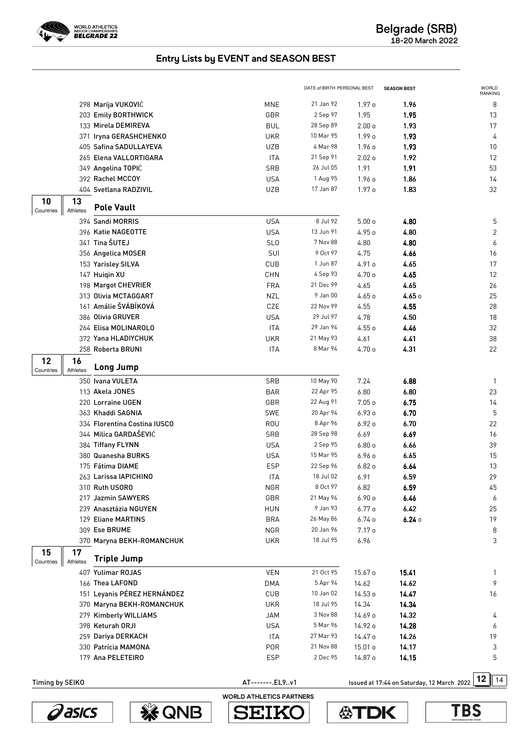## Entry Lists by EVENT and SEASON BEST

| | | | DATE of BIRTH | PERSONAL BEST | SEASON BEST | WORLD RANKING |
|---|---|---|---|---|---|---|
| 298 | Marija VUKOVIĆ | MNE | 21 Jan 92 | 1.97 o | **1.96** | 8 |
| 203 | Emily BORTHWICK | GBR | 2 Sep 97 | 1.95 | **1.95** | 13 |
| 133 | Mirela DEMIREVA | BUL | 28 Sep 89 | 2.00 o | **1.93** | 17 |
| 371 | Iryna GERASHCHENKO | UKR | 10 Mar 95 | 1.99 o | **1.93** | 4 |
| 405 | Safina SADULLAYEVA | UZB | 4 Mar 98 | 1.96 o | **1.93** | 10 |
| 265 | Elena VALLORTIGARA | ITA | 21 Sep 91 | 2.02 o | **1.92** | 12 |
| 349 | Angelina TOPIĆ | SRB | 26 Jul 05 | 1.91 | **1.91** | 53 |
| 392 | Rachel MCCOY | USA | 1 Aug 95 | 1.96 o | **1.86** | 14 |
| 404 | Svetlana RADZIVIL | UZB | 17 Jan 87 | 1.97 o | **1.83** | 32 |

### Pole Vault
10 Countries, 13 Athletes

| | | | DATE of BIRTH | PERSONAL BEST | SEASON BEST | WORLD RANKING |
|---|---|---|---|---|---|---|
| 394 | Sandi MORRIS | USA | 8 Jul 92 | 5.00 o | **4.80** | 5 |
| 396 | Katie NAGEOTTE | USA | 13 Jun 91 | 4.95 o | **4.80** | 2 |
| 341 | Tina ŠUTEJ | SLO | 7 Nov 88 | 4.80 | **4.80** | 6 |
| 356 | Angelica MOSER | SUI | 9 Oct 97 | 4.75 | **4.66** | 16 |
| 153 | Yarisley SILVA | CUB | 1 Jun 87 | 4.91 o | **4.65** | 17 |
| 147 | Huiqin XU | CHN | 4 Sep 93 | 4.70 o | **4.65** | 12 |
| 198 | Margot CHEVRIER | FRA | 21 Dec 99 | 4.65 | **4.65** | 26 |
| 313 | Olivia MCTAGGART | NZL | 9 Jan 00 | 4.65 o | **4.65** o | 25 |
| 161 | Amálie ŠVÁBÍKOVÁ | CZE | 22 Nov 99 | 4.55 | **4.55** | 28 |
| 386 | Olivia GRUVER | USA | 29 Jul 97 | 4.78 | **4.50** | 18 |
| 264 | Elisa MOLINAROLO | ITA | 29 Jan 94 | 4.55 o | **4.46** | 32 |
| 372 | Yana HLADIYCHUK | UKR | 21 May 93 | 4.61 | **4.41** | 38 |
| 258 | Roberta BRUNI | ITA | 8 Mar 94 | 4.70 o | **4.31** | 22 |

### Long Jump
12 Countries, 16 Athletes

| | | | DATE of BIRTH | PERSONAL BEST | SEASON BEST | WORLD RANKING |
|---|---|---|---|---|---|---|
| 350 | Ivana VULETA | SRB | 10 May 90 | 7.24 | **6.88** | 1 |
| 113 | Akela JONES | BAR | 22 Apr 95 | 6.80 | **6.80** | 23 |
| 220 | Lorraine UGEN | GBR | 22 Aug 91 | 7.05 o | **6.75** | 14 |
| 363 | Khaddi SAGNIA | SWE | 20 Apr 94 | 6.93 o | **6.70** | 5 |
| 334 | Florentina Costina IUSCO | ROU | 8 Apr 96 | 6.92 o | **6.70** | 22 |
| 344 | Milica GARDAŠEVIĆ | SRB | 28 Sep 98 | 6.69 | **6.69** | 16 |
| 384 | Tiffany FLYNN | USA | 2 Sep 95 | 6.80 o | **6.66** | 39 |
| 380 | Quanesha BURKS | USA | 15 Mar 95 | 6.96 o | **6.65** | 15 |
| 175 | Fátima DIAME | ESP | 22 Sep 96 | 6.82 o | **6.64** | 13 |
| 263 | Larissa IAPICHINO | ITA | 18 Jul 02 | 6.91 | **6.59** | 29 |
| 310 | Ruth USORO | NGR | 8 Oct 97 | 6.82 | **6.59** | 45 |
| 217 | Jazmin SAWYERS | GBR | 21 May 94 | 6.90 o | **6.46** | 6 |
| 239 | Anasztázia NGUYEN | HUN | 9 Jan 93 | 6.77 o | **6.42** | 25 |
| 129 | Eliane MARTINS | BRA | 26 May 86 | 6.74 o | **6.24** o | 19 |
| 309 | Ese BRUME | NGR | 20 Jan 96 | 7.17 o | | 8 |
| 370 | Maryna BEKH-ROMANCHUK | UKR | 18 Jul 95 | 6.96 | | 3 |

### Triple Jump
15 Countries, 17 Athletes

| | | | DATE of BIRTH | PERSONAL BEST | SEASON BEST | WORLD RANKING |
|---|---|---|---|---|---|---|
| 407 | Yulimar ROJAS | VEN | 21 Oct 95 | 15.67 o | **15.41** | 1 |
| 166 | Thea LAFOND | DMA | 5 Apr 94 | 14.62 | **14.62** | 9 |
| 151 | Leyanis PÉREZ HERNÁNDEZ | CUB | 10 Jan 02 | 14.53 o | **14.47** | 16 |
| 370 | Maryna BEKH-ROMANCHUK | UKR | 18 Jul 95 | 14.34 | **14.34** | |
| 279 | Kimberly WILLIAMS | JAM | 3 Nov 88 | 14.69 o | **14.32** | 4 |
| 398 | Keturah ORJI | USA | 5 Mar 96 | 14.92 o | **14.28** | 6 |
| 259 | Dariya DERKACH | ITA | 27 Mar 93 | 14.47 o | **14.26** | 19 |
| 330 | Patrícia MAMONA | POR | 21 Nov 88 | 15.01 o | **14.17** | 3 |
| 179 | Ana PELETEIRO | ESP | 2 Dec 95 | 14.87 o | **14.15** | 5 |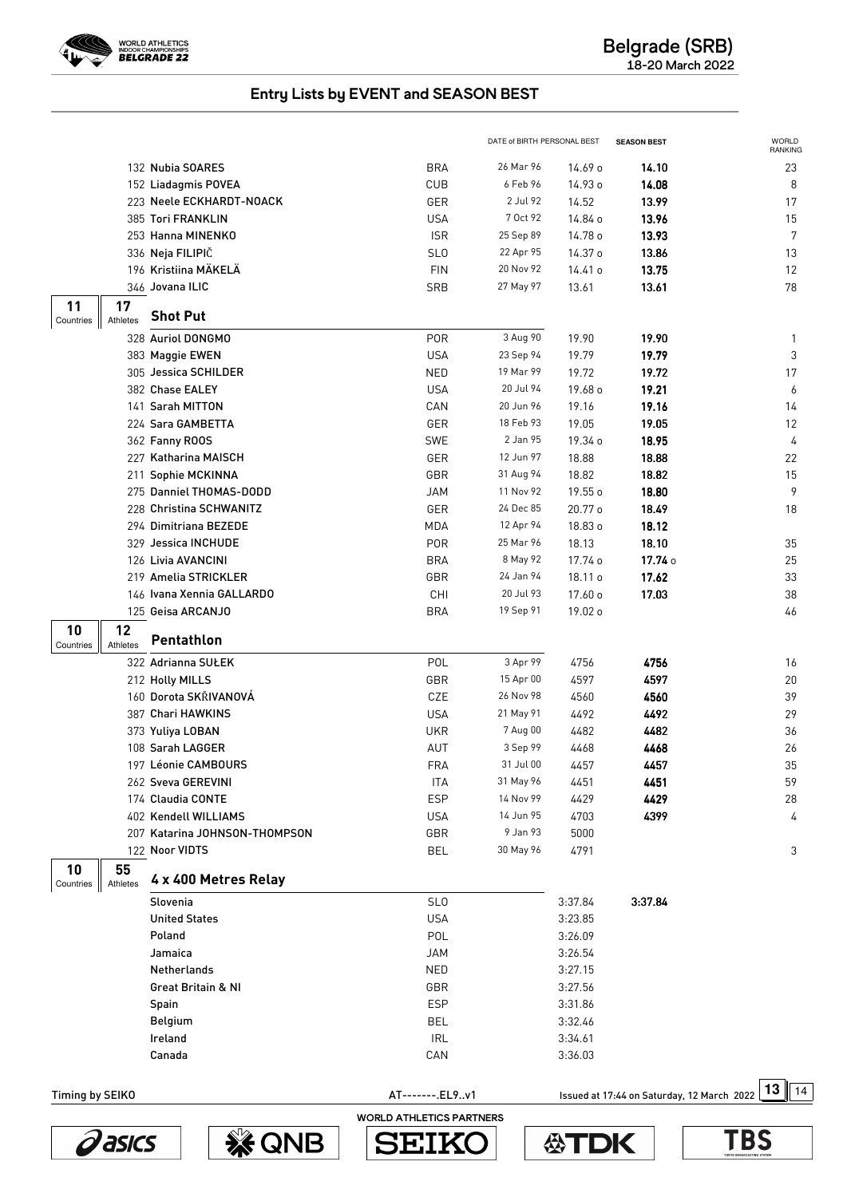## Entry Lists by EVENT and SEASON BEST

| | Name | Country | DATE of BIRTH | PERSONAL BEST | SEASON BEST | WORLD RANKING |
|---|---|---|---|---|---|---|
| 132 | Nubia SOARES | BRA | 26 Mar 96 | 14.69 o | 14.10 | 23 |
| 152 | Liadagmis POVEA | CUB | 6 Feb 96 | 14.93 o | 14.08 | 8 |
| 223 | Neele ECKHARDT-NOACK | GER | 2 Jul 92 | 14.52 | 13.99 | 17 |
| 385 | Tori FRANKLIN | USA | 7 Oct 92 | 14.84 o | 13.96 | 15 |
| 253 | Hanna MINENKO | ISR | 25 Sep 89 | 14.78 o | 13.93 | 7 |
| 336 | Neja FILIPIČ | SLO | 22 Apr 95 | 14.37 o | 13.86 | 13 |
| 196 | Kristiina MÄKELÄ | FIN | 20 Nov 92 | 14.41 o | 13.75 | 12 |
| 346 | Jovana ILIC | SRB | 27 May 97 | 13.61 | 13.61 | 78 |

### Shot Put

11 Countries, 17 Athletes

| | Name | Country | DATE of BIRTH | PERSONAL BEST | SEASON BEST | WORLD RANKING |
|---|---|---|---|---|---|---|
| 328 | Auriol DONGMO | POR | 3 Aug 90 | 19.90 | 19.90 | 1 |
| 383 | Maggie EWEN | USA | 23 Sep 94 | 19.79 | 19.79 | 3 |
| 305 | Jessica SCHILDER | NED | 19 Mar 99 | 19.72 | 19.72 | 17 |
| 382 | Chase EALEY | USA | 20 Jul 94 | 19.68 o | 19.21 | 6 |
| 141 | Sarah MITTON | CAN | 20 Jun 96 | 19.16 | 19.16 | 14 |
| 224 | Sara GAMBETTA | GER | 18 Feb 93 | 19.05 | 19.05 | 12 |
| 362 | Fanny ROOS | SWE | 2 Jan 95 | 19.34 o | 18.95 | 4 |
| 227 | Katharina MAISCH | GER | 12 Jun 97 | 18.88 | 18.88 | 22 |
| 211 | Sophie MCKINNA | GBR | 31 Aug 94 | 18.82 | 18.82 | 15 |
| 275 | Danniel THOMAS-DODD | JAM | 11 Nov 92 | 19.55 o | 18.80 | 9 |
| 228 | Christina SCHWANITZ | GER | 24 Dec 85 | 20.77 o | 18.49 | 18 |
| 294 | Dimitriana BEZEDE | MDA | 12 Apr 94 | 18.83 o | 18.12 | |
| 329 | Jessica INCHUDE | POR | 25 Mar 96 | 18.13 | 18.10 | 35 |
| 126 | Livia AVANCINI | BRA | 8 May 92 | 17.74 o | 17.74 o | 25 |
| 219 | Amelia STRICKLER | GBR | 24 Jan 94 | 18.11 o | 17.62 | 33 |
| 146 | Ivana Xennia GALLARDO | CHI | 20 Jul 93 | 17.60 o | 17.03 | 38 |
| 125 | Geisa ARCANJO | BRA | 19 Sep 91 | 19.02 o | | 46 |

### Pentathlon

10 Countries, 12 Athletes

| | Name | Country | DATE of BIRTH | PERSONAL BEST | SEASON BEST | WORLD RANKING |
|---|---|---|---|---|---|---|
| 322 | Adrianna SUŁEK | POL | 3 Apr 99 | 4756 | 4756 | 16 |
| 212 | Holly MILLS | GBR | 15 Apr 00 | 4597 | 4597 | 20 |
| 160 | Dorota SKŘIVANOVÁ | CZE | 26 Nov 98 | 4560 | 4560 | 39 |
| 387 | Chari HAWKINS | USA | 21 May 91 | 4492 | 4492 | 29 |
| 373 | Yuliya LOBAN | UKR | 7 Aug 00 | 4482 | 4482 | 36 |
| 108 | Sarah LAGGER | AUT | 3 Sep 99 | 4468 | 4468 | 26 |
| 197 | Léonie CAMBOURS | FRA | 31 Jul 00 | 4457 | 4457 | 35 |
| 262 | Sveva GEREVINI | ITA | 31 May 96 | 4451 | 4451 | 59 |
| 174 | Claudia CONTE | ESP | 14 Nov 99 | 4429 | 4429 | 28 |
| 402 | Kendell WILLIAMS | USA | 14 Jun 95 | 4703 | 4399 | 4 |
| 207 | Katarina JOHNSON-THOMPSON | GBR | 9 Jan 93 | 5000 | | |
| 122 | Noor VIDTS | BEL | 30 May 96 | 4791 | | 3 |

### 4 x 400 Metres Relay

10 Countries, 55 Athletes

| Team | Country | PERSONAL BEST | SEASON BEST |
|---|---|---|---|
| Slovenia | SLO | 3:37.84 | 3:37.84 |
| United States | USA | 3:23.85 | |
| Poland | POL | 3:26.09 | |
| Jamaica | JAM | 3:26.54 | |
| Netherlands | NED | 3:27.15 | |
| Great Britain & NI | GBR | 3:27.56 | |
| Spain | ESP | 3:31.86 | |
| Belgium | BEL | 3:32.46 | |
| Ireland | IRL | 3:34.61 | |
| Canada | CAN | 3:36.03 | |

Timing by SEIKO — AT-------.EL9..v1 — Issued at 17:44 on Saturday, 12 March 2022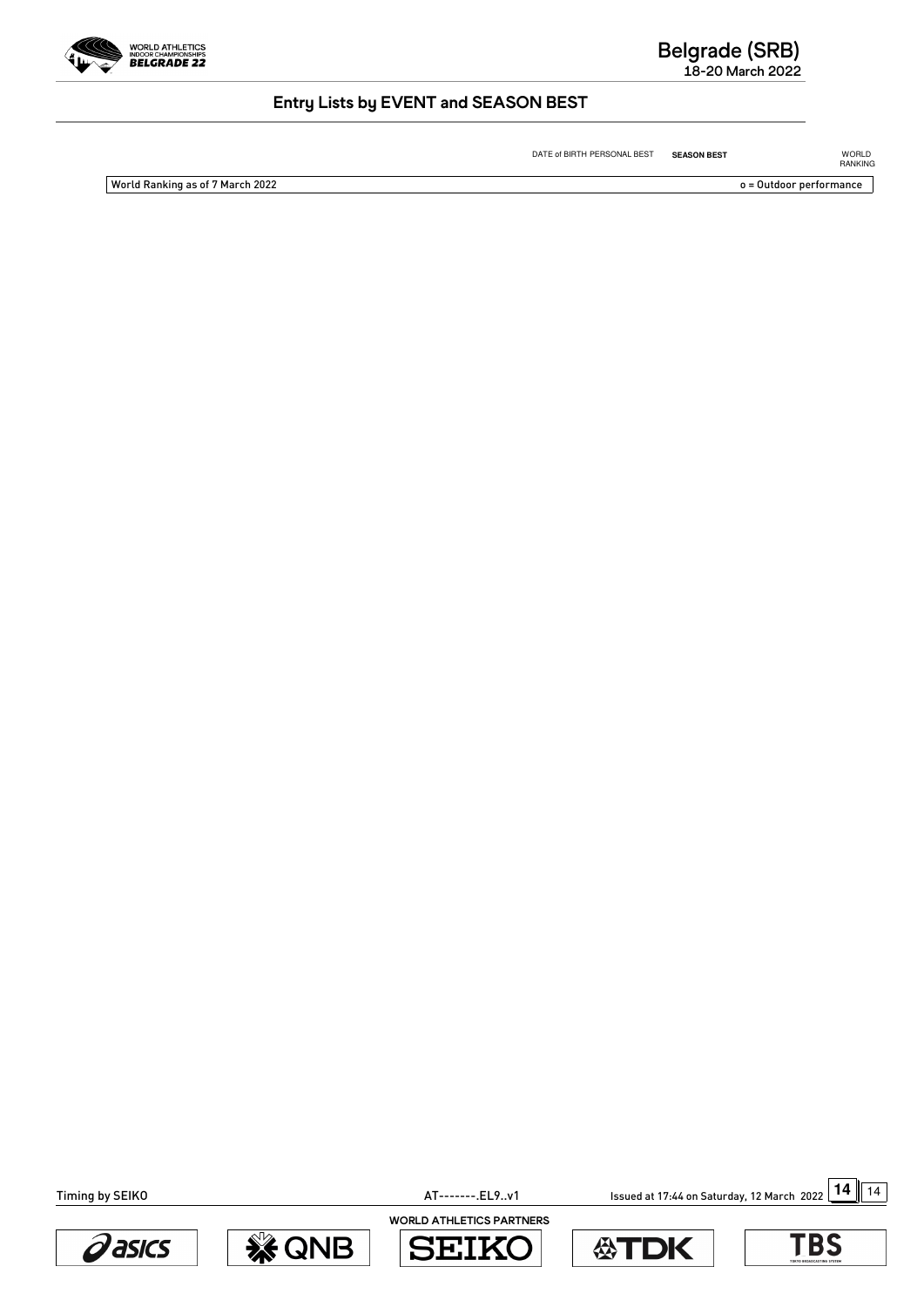## Entry Lists by EVENT and SEASON BEST

| | DATE of BIRTH | PERSONAL BEST | SEASON BEST | WORLD RANKING |
|---|---|---|---|---|

World Ranking as of 7 March 2022

o = Outdoor performance